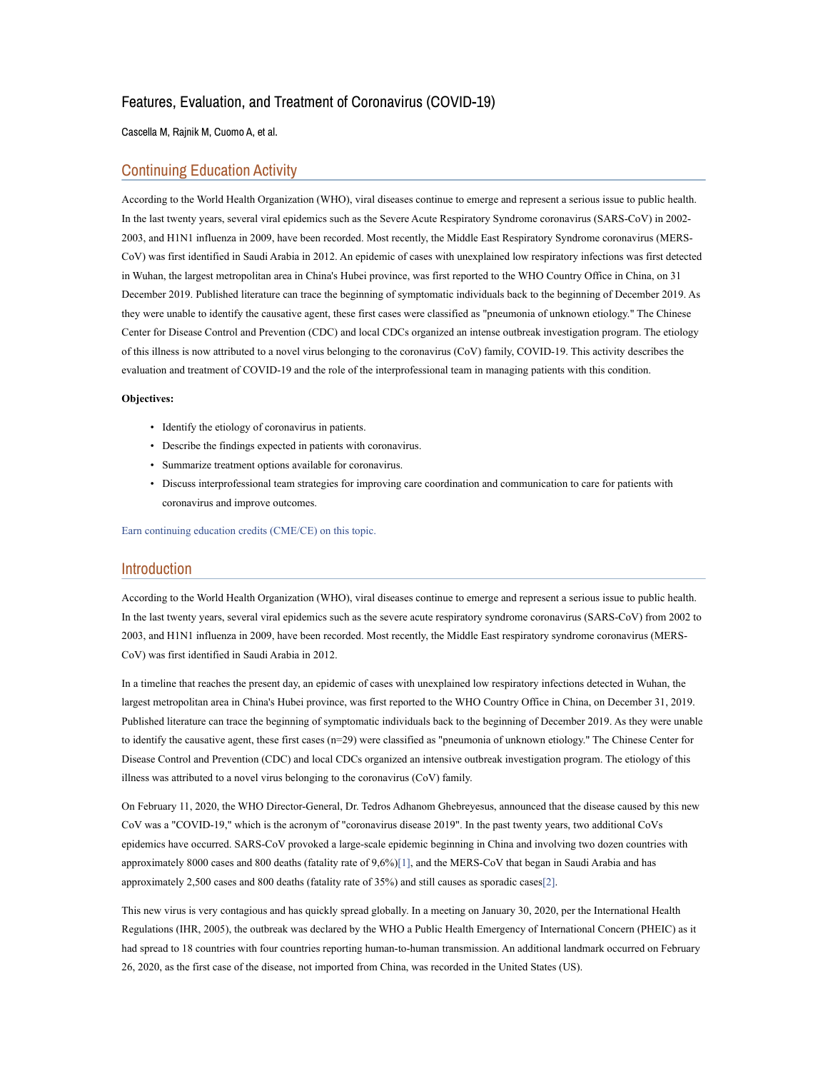# Features, Evaluation, and Treatment of Coronavirus (COVID-19)

Cascella M, Rajnik M, Cuomo A, et al.

## Continuing Education Activity

According to the World Health Organization (WHO), viral diseases continue to emerge and represent a serious issue to public health. In the last twenty years, several viral epidemics such as the Severe Acute Respiratory Syndrome coronavirus (SARS-CoV) in 2002-2003, and H1N1 influenza in 2009, have been recorded. Most recently, the Middle East Respiratory Syndrome coronavirus (MERS-CoV) was first identified in Saudi Arabia in 2012. An epidemic of cases with unexplained low respiratory infections was first detected in Wuhan, the largest metropolitan area in China's Hubei province, was first reported to the WHO Country Office in China, on 31 December 2019. Published literature can trace the beginning of symptomatic individuals back to the beginning of December 2019. As they were unable to identify the causative agent, these first cases were classified as "pneumonia of unknown etiology." The Chinese Center for Disease Control and Prevention (CDC) and local CDCs organized an intense outbreak investigation program. The etiology of this illness is now attributed to a novel virus belonging to the coronavirus (CoV) family, COVID-19. This activity describes the evaluation and treatment of COVID-19 and the role of the interprofessional team in managing patients with this condition.

**Objectives:**

- Identify the etiology of coronavirus in patients.
- Describe the findings expected in patients with coronavirus.
- Summarize treatment options available for coronavirus.
- Discuss interprofessional team strategies for improving care coordination and communication to care for patients with coronavirus and improve outcomes.

Earn continuing education credits (CME/CE) on this topic.

## Introduction

According to the World Health Organization (WHO), viral diseases continue to emerge and represent a serious issue to public health. In the last twenty years, several viral epidemics such as the severe acute respiratory syndrome coronavirus (SARS-CoV) from 2002 to 2003, and H1N1 influenza in 2009, have been recorded. Most recently, the Middle East respiratory syndrome coronavirus (MERS-CoV) was first identified in Saudi Arabia in 2012.

In a timeline that reaches the present day, an epidemic of cases with unexplained low respiratory infections detected in Wuhan, the largest metropolitan area in China's Hubei province, was first reported to the WHO Country Office in China, on December 31, 2019. Published literature can trace the beginning of symptomatic individuals back to the beginning of December 2019. As they were unable to identify the causative agent, these first cases (n=29) were classified as "pneumonia of unknown etiology." The Chinese Center for Disease Control and Prevention (CDC) and local CDCs organized an intensive outbreak investigation program. The etiology of this illness was attributed to a novel virus belonging to the coronavirus (CoV) family.

On February 11, 2020, the WHO Director-General, Dr. Tedros Adhanom Ghebreyesus, announced that the disease caused by this new CoV was a "COVID-19," which is the acronym of "coronavirus disease 2019". In the past twenty years, two additional CoVs epidemics have occurred. SARS-CoV provoked a large-scale epidemic beginning in China and involving two dozen countries with approximately 8000 cases and 800 deaths (fatality rate of 9,6%)[1], and the MERS-CoV that began in Saudi Arabia and has approximately 2,500 cases and 800 deaths (fatality rate of 35%) and still causes as sporadic cases[2].

This new virus is very contagious and has quickly spread globally. In a meeting on January 30, 2020, per the International Health Regulations (IHR, 2005), the outbreak was declared by the WHO a Public Health Emergency of International Concern (PHEIC) as it had spread to 18 countries with four countries reporting human-to-human transmission. An additional landmark occurred on February 26, 2020, as the first case of the disease, not imported from China, was recorded in the United States (US).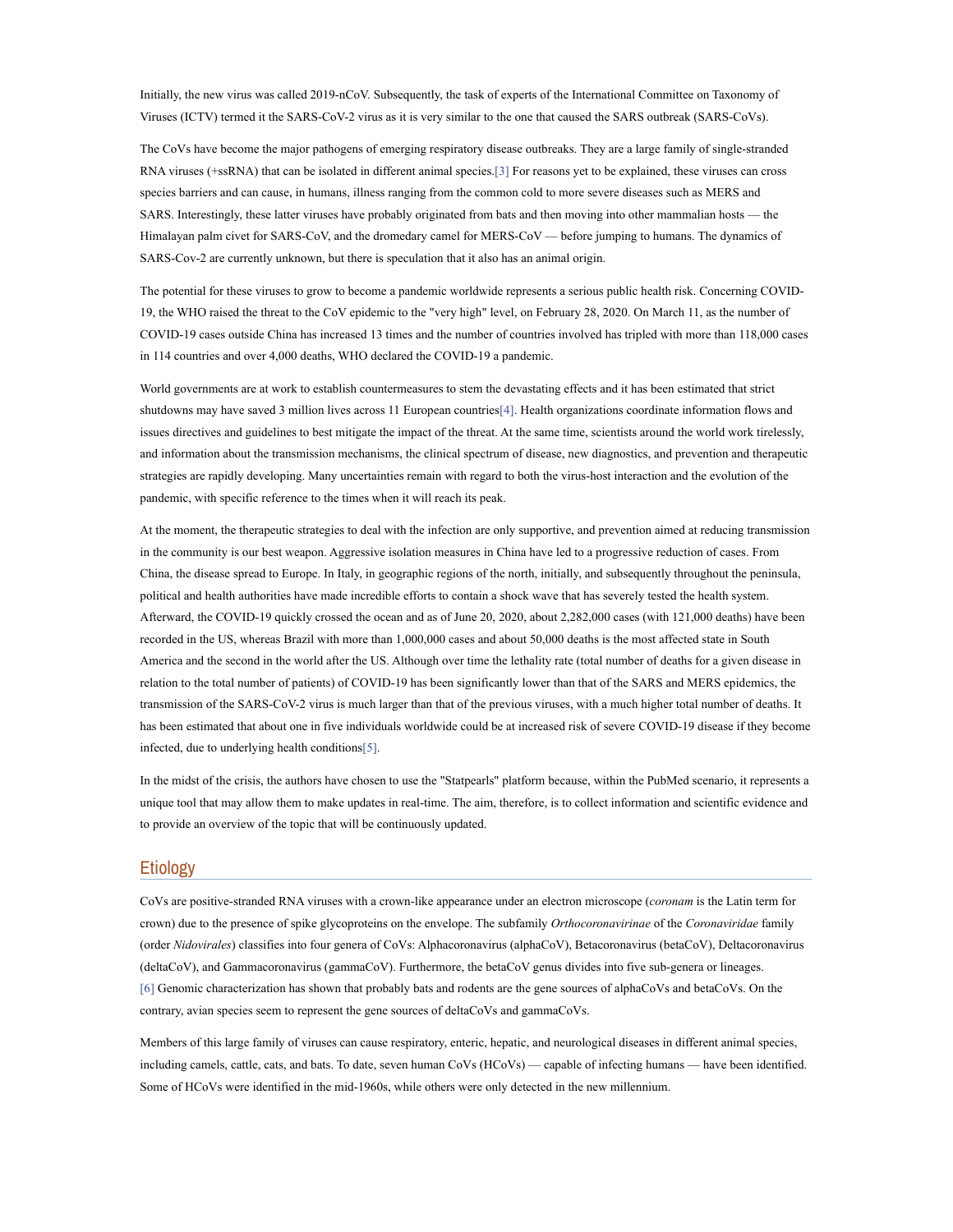Initially, the new virus was called 2019-nCoV. Subsequently, the task of experts of the International Committee on Taxonomy of Viruses (ICTV) termed it the SARS-CoV-2 virus as it is very similar to the one that caused the SARS outbreak (SARS-CoVs).

The CoVs have become the major pathogens of emerging respiratory disease outbreaks. They are a large family of single-stranded RNA viruses (+ssRNA) that can be isolated in different animal species.[3] For reasons yet to be explained, these viruses can cross species barriers and can cause, in humans, illness ranging from the common cold to more severe diseases such as MERS and SARS. Interestingly, these latter viruses have probably originated from bats and then moving into other mammalian hosts — the Himalayan palm civet for SARS-CoV, and the dromedary camel for MERS-CoV — before jumping to humans. The dynamics of SARS-Cov-2 are currently unknown, but there is speculation that it also has an animal origin.

The potential for these viruses to grow to become a pandemic worldwide represents a serious public health risk. Concerning COVID-19, the WHO raised the threat to the CoV epidemic to the "very high" level, on February 28, 2020. On March 11, as the number of COVID-19 cases outside China has increased 13 times and the number of countries involved has tripled with more than 118,000 cases in 114 countries and over 4,000 deaths, WHO declared the COVID-19 a pandemic.

World governments are at work to establish countermeasures to stem the devastating effects and it has been estimated that strict shutdowns may have saved 3 million lives across 11 European countries[4]. Health organizations coordinate information flows and issues directives and guidelines to best mitigate the impact of the threat. At the same time, scientists around the world work tirelessly, and information about the transmission mechanisms, the clinical spectrum of disease, new diagnostics, and prevention and therapeutic strategies are rapidly developing. Many uncertainties remain with regard to both the virus-host interaction and the evolution of the pandemic, with specific reference to the times when it will reach its peak.

At the moment, the therapeutic strategies to deal with the infection are only supportive, and prevention aimed at reducing transmission in the community is our best weapon. Aggressive isolation measures in China have led to a progressive reduction of cases. From China, the disease spread to Europe. In Italy, in geographic regions of the north, initially, and subsequently throughout the peninsula, political and health authorities have made incredible efforts to contain a shock wave that has severely tested the health system. Afterward, the COVID-19 quickly crossed the ocean and as of June 20, 2020, about 2,282,000 cases (with 121,000 deaths) have been recorded in the US, whereas Brazil with more than 1,000,000 cases and about 50,000 deaths is the most affected state in South America and the second in the world after the US. Although over time the lethality rate (total number of deaths for a given disease in relation to the total number of patients) of COVID-19 has been significantly lower than that of the SARS and MERS epidemics, the transmission of the SARS-CoV-2 virus is much larger than that of the previous viruses, with a much higher total number of deaths. It has been estimated that about one in five individuals worldwide could be at increased risk of severe COVID-19 disease if they become infected, due to underlying health conditions[5].

In the midst of the crisis, the authors have chosen to use the "Statpearls" platform because, within the PubMed scenario, it represents a unique tool that may allow them to make updates in real-time. The aim, therefore, is to collect information and scientific evidence and to provide an overview of the topic that will be continuously updated.

## Etiology

CoVs are positive-stranded RNA viruses with a crown-like appearance under an electron microscope (*coronam* is the Latin term for crown) due to the presence of spike glycoproteins on the envelope. The subfamily *Orthocoronavirinae* of the *Coronaviridae* family (order *Nidovirales*) classifies into four genera of CoVs: Alphacoronavirus (alphaCoV), Betacoronavirus (betaCoV), Deltacoronavirus (deltaCoV), and Gammacoronavirus (gammaCoV). Furthermore, the betaCoV genus divides into five sub-genera or lineages.[6] Genomic characterization has shown that probably bats and rodents are the gene sources of alphaCoVs and betaCoVs. On the contrary, avian species seem to represent the gene sources of deltaCoVs and gammaCoVs.

Members of this large family of viruses can cause respiratory, enteric, hepatic, and neurological diseases in different animal species, including camels, cattle, cats, and bats. To date, seven human CoVs (HCoVs) — capable of infecting humans — have been identified. Some of HCoVs were identified in the mid-1960s, while others were only detected in the new millennium.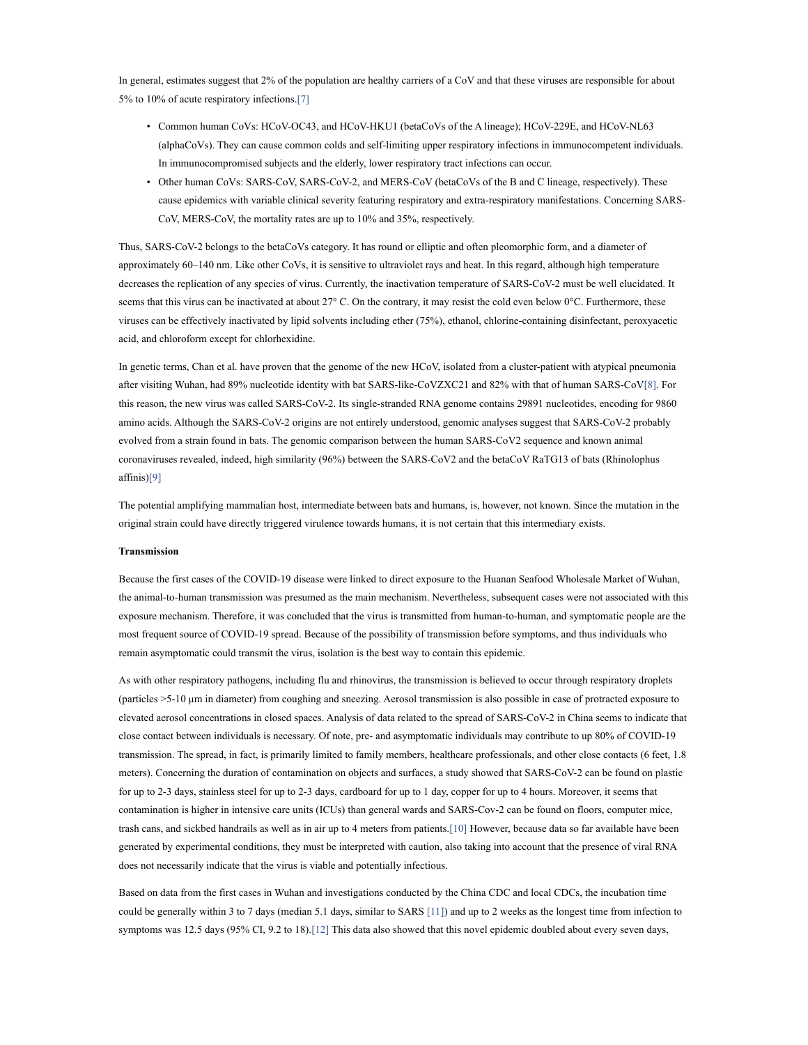In general, estimates suggest that 2% of the population are healthy carriers of a CoV and that these viruses are responsible for about 5% to 10% of acute respiratory infections.[7]

- Common human CoVs: HCoV-OC43, and HCoV-HKU1 (betaCoVs of the A lineage); HCoV-229E, and HCoV-NL63 (alphaCoVs). They can cause common colds and self-limiting upper respiratory infections in immunocompetent individuals. In immunocompromised subjects and the elderly, lower respiratory tract infections can occur.
- Other human CoVs: SARS-CoV, SARS-CoV-2, and MERS-CoV (betaCoVs of the B and C lineage, respectively). These cause epidemics with variable clinical severity featuring respiratory and extra-respiratory manifestations. Concerning SARS-CoV, MERS-CoV, the mortality rates are up to 10% and 35%, respectively.

Thus, SARS-CoV-2 belongs to the betaCoVs category. It has round or elliptic and often pleomorphic form, and a diameter of approximately 60–140 nm. Like other CoVs, it is sensitive to ultraviolet rays and heat. In this regard, although high temperature decreases the replication of any species of virus. Currently, the inactivation temperature of SARS-CoV-2 must be well elucidated. It seems that this virus can be inactivated at about 27° C. On the contrary, it may resist the cold even below 0°C. Furthermore, these viruses can be effectively inactivated by lipid solvents including ether (75%), ethanol, chlorine-containing disinfectant, peroxyacetic acid, and chloroform except for chlorhexidine.

In genetic terms, Chan et al. have proven that the genome of the new HCoV, isolated from a cluster-patient with atypical pneumonia after visiting Wuhan, had 89% nucleotide identity with bat SARS-like-CoVZXC21 and 82% with that of human SARS-CoV[8]. For this reason, the new virus was called SARS-CoV-2. Its single-stranded RNA genome contains 29891 nucleotides, encoding for 9860 amino acids. Although the SARS-CoV-2 origins are not entirely understood, genomic analyses suggest that SARS-CoV-2 probably evolved from a strain found in bats. The genomic comparison between the human SARS-CoV2 sequence and known animal coronaviruses revealed, indeed, high similarity (96%) between the SARS-CoV2 and the betaCoV RaTG13 of bats (Rhinolophus affinis)[9]

The potential amplifying mammalian host, intermediate between bats and humans, is, however, not known. Since the mutation in the original strain could have directly triggered virulence towards humans, it is not certain that this intermediary exists.

**Transmission**

Because the first cases of the COVID-19 disease were linked to direct exposure to the Huanan Seafood Wholesale Market of Wuhan, the animal-to-human transmission was presumed as the main mechanism. Nevertheless, subsequent cases were not associated with this exposure mechanism. Therefore, it was concluded that the virus is transmitted from human-to-human, and symptomatic people are the most frequent source of COVID-19 spread. Because of the possibility of transmission before symptoms, and thus individuals who remain asymptomatic could transmit the virus, isolation is the best way to contain this epidemic.

As with other respiratory pathogens, including flu and rhinovirus, the transmission is believed to occur through respiratory droplets (particles >5-10 μm in diameter) from coughing and sneezing. Aerosol transmission is also possible in case of protracted exposure to elevated aerosol concentrations in closed spaces. Analysis of data related to the spread of SARS-CoV-2 in China seems to indicate that close contact between individuals is necessary. Of note, pre- and asymptomatic individuals may contribute to up 80% of COVID-19 transmission. The spread, in fact, is primarily limited to family members, healthcare professionals, and other close contacts (6 feet, 1.8 meters). Concerning the duration of contamination on objects and surfaces, a study showed that SARS-CoV-2 can be found on plastic for up to 2-3 days, stainless steel for up to 2-3 days, cardboard for up to 1 day, copper for up to 4 hours. Moreover, it seems that contamination is higher in intensive care units (ICUs) than general wards and SARS-Cov-2 can be found on floors, computer mice, trash cans, and sickbed handrails as well as in air up to 4 meters from patients.[10] However, because data so far available have been generated by experimental conditions, they must be interpreted with caution, also taking into account that the presence of viral RNA does not necessarily indicate that the virus is viable and potentially infectious.

Based on data from the first cases in Wuhan and investigations conducted by the China CDC and local CDCs, the incubation time could be generally within 3 to 7 days (median 5.1 days, similar to SARS [11]) and up to 2 weeks as the longest time from infection to symptoms was 12.5 days (95% CI, 9.2 to 18).[12] This data also showed that this novel epidemic doubled about every seven days,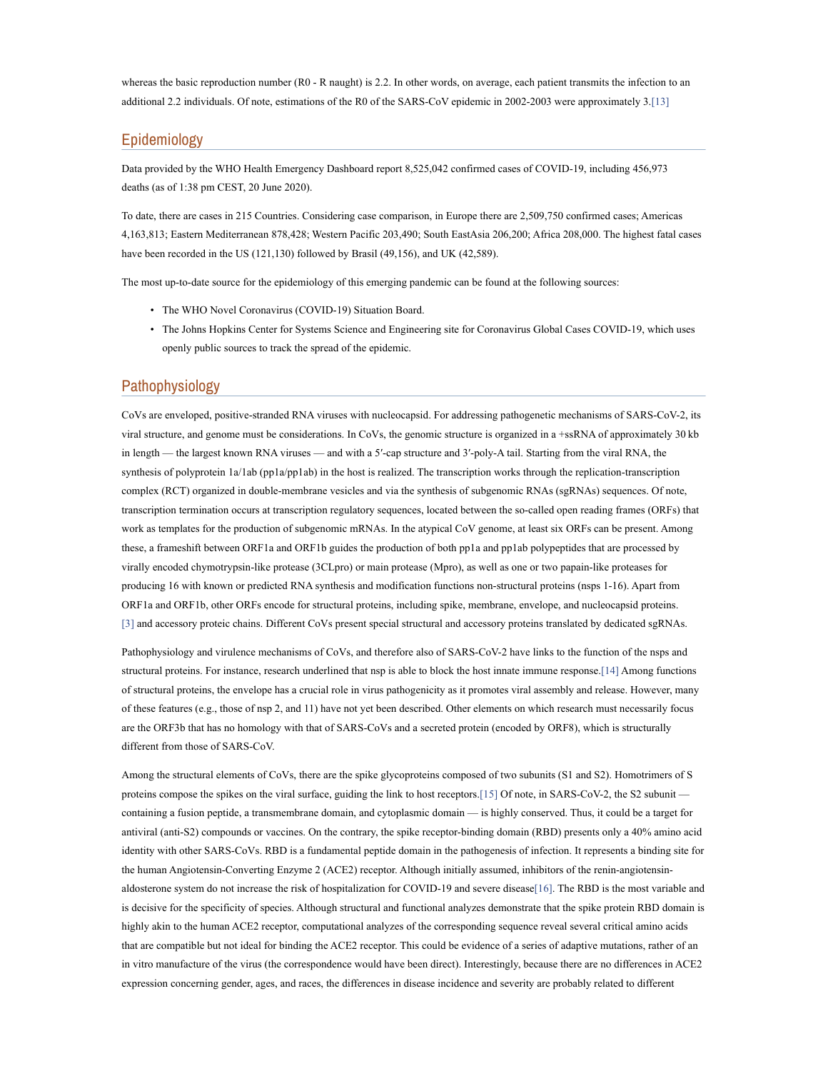whereas the basic reproduction number (R0 - R naught) is 2.2. In other words, on average, each patient transmits the infection to an additional 2.2 individuals. Of note, estimations of the R0 of the SARS-CoV epidemic in 2002-2003 were approximately 3.[13]

## Epidemiology

Data provided by the WHO Health Emergency Dashboard report 8,525,042 confirmed cases of COVID-19, including 456,973 deaths (as of 1:38 pm CEST, 20 June 2020).

To date, there are cases in 215 Countries. Considering case comparison, in Europe there are 2,509,750 confirmed cases; Americas 4,163,813; Eastern Mediterranean 878,428; Western Pacific 203,490; South EastAsia 206,200; Africa 208,000. The highest fatal cases have been recorded in the US (121,130) followed by Brasil (49,156), and UK (42,589).

The most up-to-date source for the epidemiology of this emerging pandemic can be found at the following sources:

- The WHO Novel Coronavirus (COVID-19) Situation Board.
- The Johns Hopkins Center for Systems Science and Engineering site for Coronavirus Global Cases COVID-19, which uses openly public sources to track the spread of the epidemic.

## Pathophysiology

CoVs are enveloped, positive-stranded RNA viruses with nucleocapsid. For addressing pathogenetic mechanisms of SARS-CoV-2, its viral structure, and genome must be considerations. In CoVs, the genomic structure is organized in a +ssRNA of approximately 30 kb in length — the largest known RNA viruses — and with a 5′-cap structure and 3′-poly-A tail. Starting from the viral RNA, the synthesis of polyprotein 1a/1ab (pp1a/pp1ab) in the host is realized. The transcription works through the replication-transcription complex (RCT) organized in double-membrane vesicles and via the synthesis of subgenomic RNAs (sgRNAs) sequences. Of note, transcription termination occurs at transcription regulatory sequences, located between the so-called open reading frames (ORFs) that work as templates for the production of subgenomic mRNAs. In the atypical CoV genome, at least six ORFs can be present. Among these, a frameshift between ORF1a and ORF1b guides the production of both pp1a and pp1ab polypeptides that are processed by virally encoded chymotrypsin-like protease (3CLpro) or main protease (Mpro), as well as one or two papain-like proteases for producing 16 with known or predicted RNA synthesis and modification functions non-structural proteins (nsps 1-16). Apart from ORF1a and ORF1b, other ORFs encode for structural proteins, including spike, membrane, envelope, and nucleocapsid proteins. [3] and accessory proteic chains. Different CoVs present special structural and accessory proteins translated by dedicated sgRNAs.

Pathophysiology and virulence mechanisms of CoVs, and therefore also of SARS-CoV-2 have links to the function of the nsps and structural proteins. For instance, research underlined that nsp is able to block the host innate immune response.[14] Among functions of structural proteins, the envelope has a crucial role in virus pathogenicity as it promotes viral assembly and release. However, many of these features (e.g., those of nsp 2, and 11) have not yet been described. Other elements on which research must necessarily focus are the ORF3b that has no homology with that of SARS-CoVs and a secreted protein (encoded by ORF8), which is structurally different from those of SARS-CoV.

Among the structural elements of CoVs, there are the spike glycoproteins composed of two subunits (S1 and S2). Homotrimers of S proteins compose the spikes on the viral surface, guiding the link to host receptors.[15] Of note, in SARS-CoV-2, the S2 subunit — containing a fusion peptide, a transmembrane domain, and cytoplasmic domain — is highly conserved. Thus, it could be a target for antiviral (anti-S2) compounds or vaccines. On the contrary, the spike receptor-binding domain (RBD) presents only a 40% amino acid identity with other SARS-CoVs. RBD is a fundamental peptide domain in the pathogenesis of infection. It represents a binding site for the human Angiotensin-Converting Enzyme 2 (ACE2) receptor. Although initially assumed, inhibitors of the renin-angiotensin-aldosterone system do not increase the risk of hospitalization for COVID-19 and severe disease[16]. The RBD is the most variable and is decisive for the specificity of species. Although structural and functional analyzes demonstrate that the spike protein RBD domain is highly akin to the human ACE2 receptor, computational analyzes of the corresponding sequence reveal several critical amino acids that are compatible but not ideal for binding the ACE2 receptor. This could be evidence of a series of adaptive mutations, rather of an in vitro manufacture of the virus (the correspondence would have been direct). Interestingly, because there are no differences in ACE2 expression concerning gender, ages, and races, the differences in disease incidence and severity are probably related to different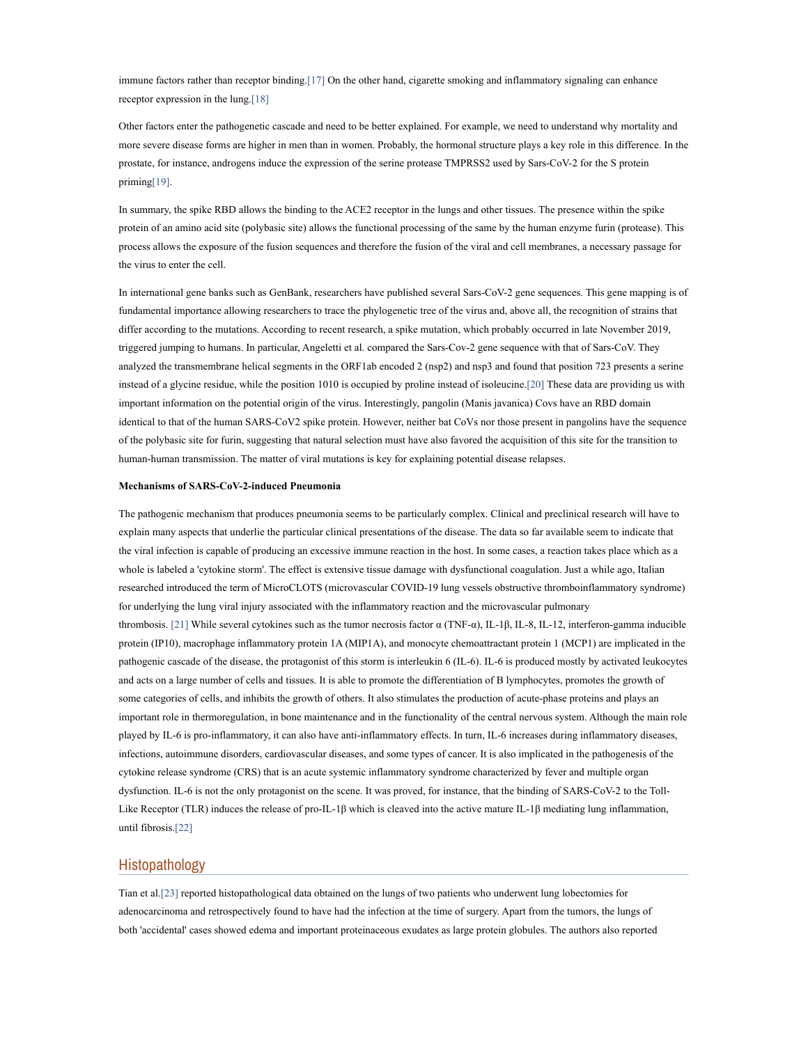immune factors rather than receptor binding.[17] On the other hand, cigarette smoking and inflammatory signaling can enhance receptor expression in the lung.[18]

Other factors enter the pathogenetic cascade and need to be better explained. For example, we need to understand why mortality and more severe disease forms are higher in men than in women. Probably, the hormonal structure plays a key role in this difference. In the prostate, for instance, androgens induce the expression of the serine protease TMPRSS2 used by Sars-CoV-2 for the S protein priming[19].

In summary, the spike RBD allows the binding to the ACE2 receptor in the lungs and other tissues. The presence within the spike protein of an amino acid site (polybasic site) allows the functional processing of the same by the human enzyme furin (protease). This process allows the exposure of the fusion sequences and therefore the fusion of the viral and cell membranes, a necessary passage for the virus to enter the cell.

In international gene banks such as GenBank, researchers have published several Sars-CoV-2 gene sequences. This gene mapping is of fundamental importance allowing researchers to trace the phylogenetic tree of the virus and, above all, the recognition of strains that differ according to the mutations. According to recent research, a spike mutation, which probably occurred in late November 2019, triggered jumping to humans. In particular, Angeletti et al. compared the Sars-Cov-2 gene sequence with that of Sars-CoV. They analyzed the transmembrane helical segments in the ORF1ab encoded 2 (nsp2) and nsp3 and found that position 723 presents a serine instead of a glycine residue, while the position 1010 is occupied by proline instead of isoleucine.[20] These data are providing us with important information on the potential origin of the virus. Interestingly, pangolin (Manis javanica) Covs have an RBD domain identical to that of the human SARS-CoV2 spike protein. However, neither bat CoVs nor those present in pangolins have the sequence of the polybasic site for furin, suggesting that natural selection must have also favored the acquisition of this site for the transition to human-human transmission. The matter of viral mutations is key for explaining potential disease relapses.

**Mechanisms of SARS-CoV-2-induced Pneumonia**

The pathogenic mechanism that produces pneumonia seems to be particularly complex. Clinical and preclinical research will have to explain many aspects that underlie the particular clinical presentations of the disease. The data so far available seem to indicate that the viral infection is capable of producing an excessive immune reaction in the host. In some cases, a reaction takes place which as a whole is labeled a 'cytokine storm'. The effect is extensive tissue damage with dysfunctional coagulation. Just a while ago, Italian researched introduced the term of MicroCLOTS (microvascular COVID-19 lung vessels obstructive thromboinflammatory syndrome) for underlying the lung viral injury associated with the inflammatory reaction and the microvascular pulmonary thrombosis. [21] While several cytokines such as the tumor necrosis factor α (TNF-α), IL-1β, IL-8, IL-12, interferon-gamma inducible protein (IP10), macrophage inflammatory protein 1A (MIP1A), and monocyte chemoattractant protein 1 (MCP1) are implicated in the pathogenic cascade of the disease, the protagonist of this storm is interleukin 6 (IL-6). IL-6 is produced mostly by activated leukocytes and acts on a large number of cells and tissues. It is able to promote the differentiation of B lymphocytes, promotes the growth of some categories of cells, and inhibits the growth of others. It also stimulates the production of acute-phase proteins and plays an important role in thermoregulation, in bone maintenance and in the functionality of the central nervous system. Although the main role played by IL-6 is pro-inflammatory, it can also have anti-inflammatory effects. In turn, IL-6 increases during inflammatory diseases, infections, autoimmune disorders, cardiovascular diseases, and some types of cancer. It is also implicated in the pathogenesis of the cytokine release syndrome (CRS) that is an acute systemic inflammatory syndrome characterized by fever and multiple organ dysfunction. IL-6 is not the only protagonist on the scene. It was proved, for instance, that the binding of SARS-CoV-2 to the Toll-Like Receptor (TLR) induces the release of pro-IL-1β which is cleaved into the active mature IL-1β mediating lung inflammation, until fibrosis.[22]

## Histopathology

Tian et al.[23] reported histopathological data obtained on the lungs of two patients who underwent lung lobectomies for adenocarcinoma and retrospectively found to have had the infection at the time of surgery. Apart from the tumors, the lungs of both 'accidental' cases showed edema and important proteinaceous exudates as large protein globules. The authors also reported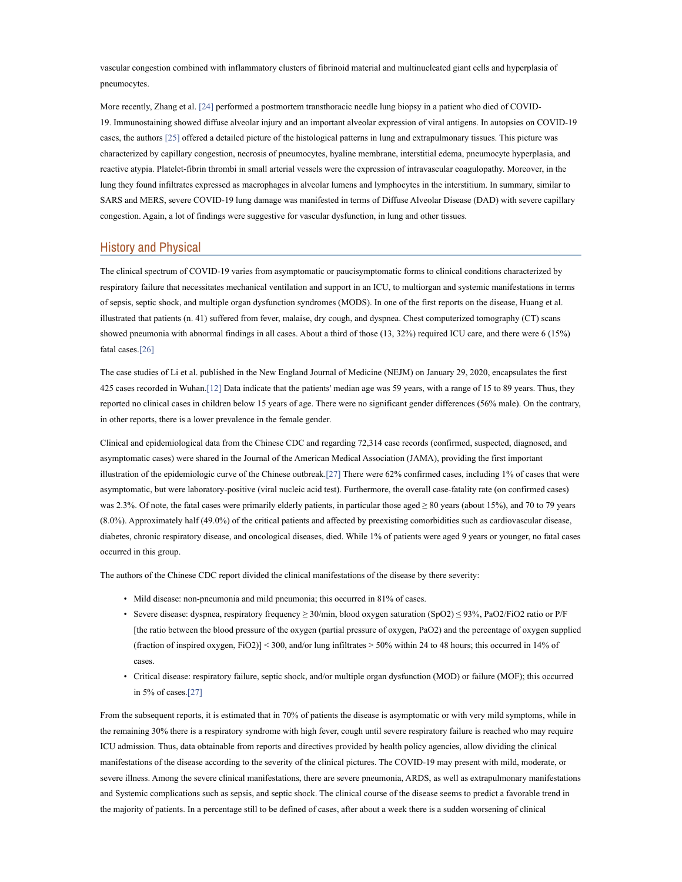vascular congestion combined with inflammatory clusters of fibrinoid material and multinucleated giant cells and hyperplasia of pneumocytes.

More recently, Zhang et al. [24] performed a postmortem transthoracic needle lung biopsy in a patient who died of COVID-19. Immunostaining showed diffuse alveolar injury and an important alveolar expression of viral antigens. In autopsies on COVID-19 cases, the authors [25] offered a detailed picture of the histological patterns in lung and extrapulmonary tissues. This picture was characterized by capillary congestion, necrosis of pneumocytes, hyaline membrane, interstitial edema, pneumocyte hyperplasia, and reactive atypia. Platelet-fibrin thrombi in small arterial vessels were the expression of intravascular coagulopathy. Moreover, in the lung they found infiltrates expressed as macrophages in alveolar lumens and lymphocytes in the interstitium. In summary, similar to SARS and MERS, severe COVID-19 lung damage was manifested in terms of Diffuse Alveolar Disease (DAD) with severe capillary congestion. Again, a lot of findings were suggestive for vascular dysfunction, in lung and other tissues.

## History and Physical

The clinical spectrum of COVID-19 varies from asymptomatic or paucisymptomatic forms to clinical conditions characterized by respiratory failure that necessitates mechanical ventilation and support in an ICU, to multiorgan and systemic manifestations in terms of sepsis, septic shock, and multiple organ dysfunction syndromes (MODS). In one of the first reports on the disease, Huang et al. illustrated that patients (n. 41) suffered from fever, malaise, dry cough, and dyspnea. Chest computerized tomography (CT) scans showed pneumonia with abnormal findings in all cases. About a third of those (13, 32%) required ICU care, and there were 6 (15%) fatal cases.[26]

The case studies of Li et al. published in the New England Journal of Medicine (NEJM) on January 29, 2020, encapsulates the first 425 cases recorded in Wuhan.[12] Data indicate that the patients' median age was 59 years, with a range of 15 to 89 years. Thus, they reported no clinical cases in children below 15 years of age. There were no significant gender differences (56% male). On the contrary, in other reports, there is a lower prevalence in the female gender.

Clinical and epidemiological data from the Chinese CDC and regarding 72,314 case records (confirmed, suspected, diagnosed, and asymptomatic cases) were shared in the Journal of the American Medical Association (JAMA), providing the first important illustration of the epidemiologic curve of the Chinese outbreak.[27] There were 62% confirmed cases, including 1% of cases that were asymptomatic, but were laboratory-positive (viral nucleic acid test). Furthermore, the overall case-fatality rate (on confirmed cases) was 2.3%. Of note, the fatal cases were primarily elderly patients, in particular those aged ≥ 80 years (about 15%), and 70 to 79 years (8.0%). Approximately half (49.0%) of the critical patients and affected by preexisting comorbidities such as cardiovascular disease, diabetes, chronic respiratory disease, and oncological diseases, died. While 1% of patients were aged 9 years or younger, no fatal cases occurred in this group.

The authors of the Chinese CDC report divided the clinical manifestations of the disease by there severity:

- Mild disease: non-pneumonia and mild pneumonia; this occurred in 81% of cases.
- Severe disease: dyspnea, respiratory frequency ≥ 30/min, blood oxygen saturation (SpO2) ≤ 93%, PaO2/FiO2 ratio or P/F [the ratio between the blood pressure of the oxygen (partial pressure of oxygen, PaO2) and the percentage of oxygen supplied (fraction of inspired oxygen, FiO2)] < 300, and/or lung infiltrates > 50% within 24 to 48 hours; this occurred in 14% of cases.
- Critical disease: respiratory failure, septic shock, and/or multiple organ dysfunction (MOD) or failure (MOF); this occurred in 5% of cases.[27]

From the subsequent reports, it is estimated that in 70% of patients the disease is asymptomatic or with very mild symptoms, while in the remaining 30% there is a respiratory syndrome with high fever, cough until severe respiratory failure is reached who may require ICU admission. Thus, data obtainable from reports and directives provided by health policy agencies, allow dividing the clinical manifestations of the disease according to the severity of the clinical pictures. The COVID-19 may present with mild, moderate, or severe illness. Among the severe clinical manifestations, there are severe pneumonia, ARDS, as well as extrapulmonary manifestations and Systemic complications such as sepsis, and septic shock. The clinical course of the disease seems to predict a favorable trend in the majority of patients. In a percentage still to be defined of cases, after about a week there is a sudden worsening of clinical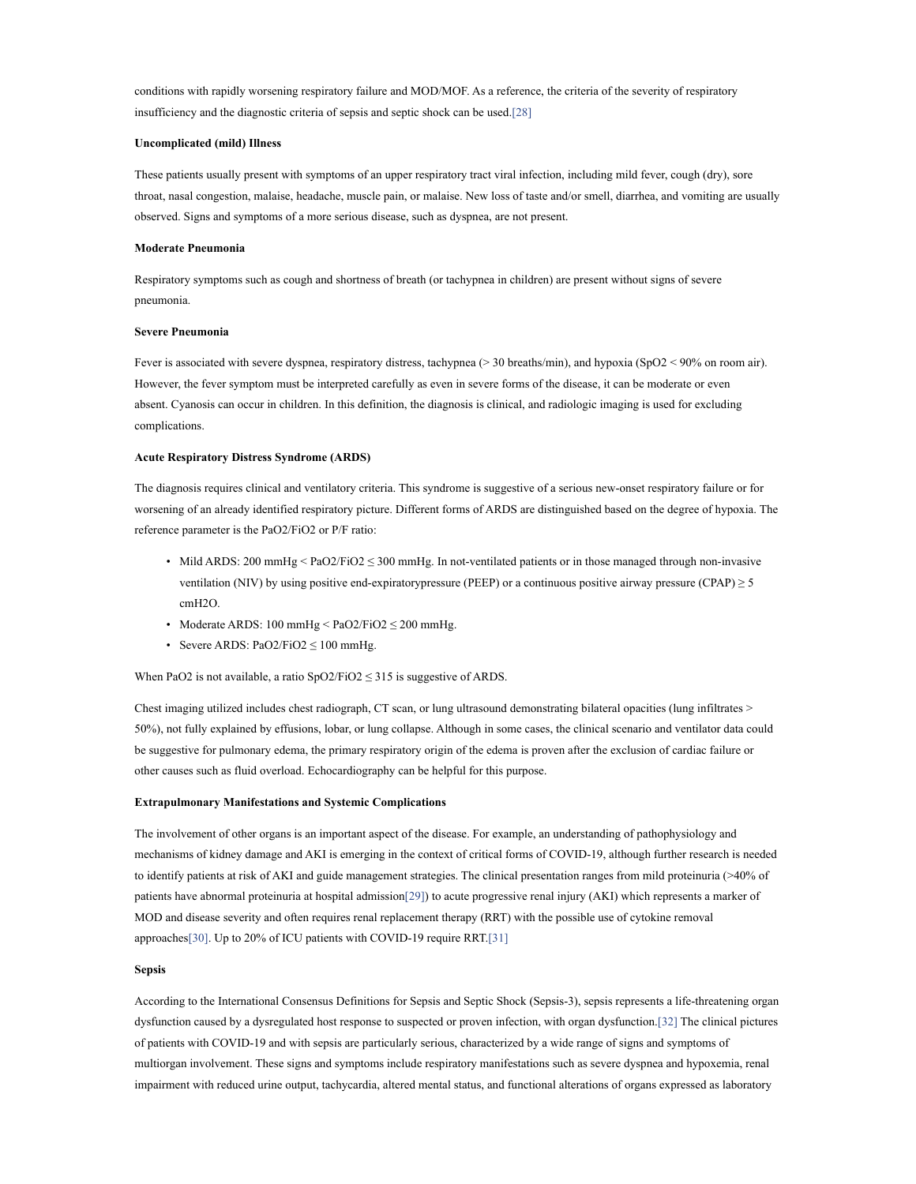conditions with rapidly worsening respiratory failure and MOD/MOF. As a reference, the criteria of the severity of respiratory insufficiency and the diagnostic criteria of sepsis and septic shock can be used.[28]

**Uncomplicated (mild) Illness**

These patients usually present with symptoms of an upper respiratory tract viral infection, including mild fever, cough (dry), sore throat, nasal congestion, malaise, headache, muscle pain, or malaise. New loss of taste and/or smell, diarrhea, and vomiting are usually observed. Signs and symptoms of a more serious disease, such as dyspnea, are not present.

**Moderate Pneumonia**

Respiratory symptoms such as cough and shortness of breath (or tachypnea in children) are present without signs of severe pneumonia.

**Severe Pneumonia**

Fever is associated with severe dyspnea, respiratory distress, tachypnea (> 30 breaths/min), and hypoxia ($SpO_2$ < 90% on room air). However, the fever symptom must be interpreted carefully as even in severe forms of the disease, it can be moderate or even absent. Cyanosis can occur in children. In this definition, the diagnosis is clinical, and radiologic imaging is used for excluding complications.

**Acute Respiratory Distress Syndrome (ARDS)**

The diagnosis requires clinical and ventilatory criteria. This syndrome is suggestive of a serious new-onset respiratory failure or for worsening of an already identified respiratory picture. Different forms of ARDS are distinguished based on the degree of hypoxia. The reference parameter is the $PaO_2/FiO_2$ or P/F ratio:

- Mild ARDS: 200 mmHg < $PaO_2/FiO_2 \leq 300$ mmHg. In not-ventilated patients or in those managed through non-invasive ventilation (NIV) by using positive end-expiratorypressure (PEEP) or a continuous positive airway pressure (CPAP) $\geq 5$ $cmH_2O$.
- Moderate ARDS: 100 mmHg < $PaO_2/FiO_2 \leq 200$ mmHg.
- Severe ARDS: $PaO_2/FiO_2 \leq 100$ mmHg.

When $PaO_2$ is not available, a ratio $SpO_2/FiO_2 \leq 315$ is suggestive of ARDS.

Chest imaging utilized includes chest radiograph, CT scan, or lung ultrasound demonstrating bilateral opacities (lung infiltrates > 50%), not fully explained by effusions, lobar, or lung collapse. Although in some cases, the clinical scenario and ventilator data could be suggestive for pulmonary edema, the primary respiratory origin of the edema is proven after the exclusion of cardiac failure or other causes such as fluid overload. Echocardiography can be helpful for this purpose.

**Extrapulmonary Manifestations and Systemic Complications**

The involvement of other organs is an important aspect of the disease. For example, an understanding of pathophysiology and mechanisms of kidney damage and AKI is emerging in the context of critical forms of COVID-19, although further research is needed to identify patients at risk of AKI and guide management strategies. The clinical presentation ranges from mild proteinuria (>40% of patients have abnormal proteinuria at hospital admission[29]) to acute progressive renal injury (AKI) which represents a marker of MOD and disease severity and often requires renal replacement therapy (RRT) with the possible use of cytokine removal approaches[30]. Up to 20% of ICU patients with COVID-19 require RRT.[31]

**Sepsis**

According to the International Consensus Definitions for Sepsis and Septic Shock (Sepsis-3), sepsis represents a life-threatening organ dysfunction caused by a dysregulated host response to suspected or proven infection, with organ dysfunction.[32] The clinical pictures of patients with COVID-19 and with sepsis are particularly serious, characterized by a wide range of signs and symptoms of multiorgan involvement. These signs and symptoms include respiratory manifestations such as severe dyspnea and hypoxemia, renal impairment with reduced urine output, tachycardia, altered mental status, and functional alterations of organs expressed as laboratory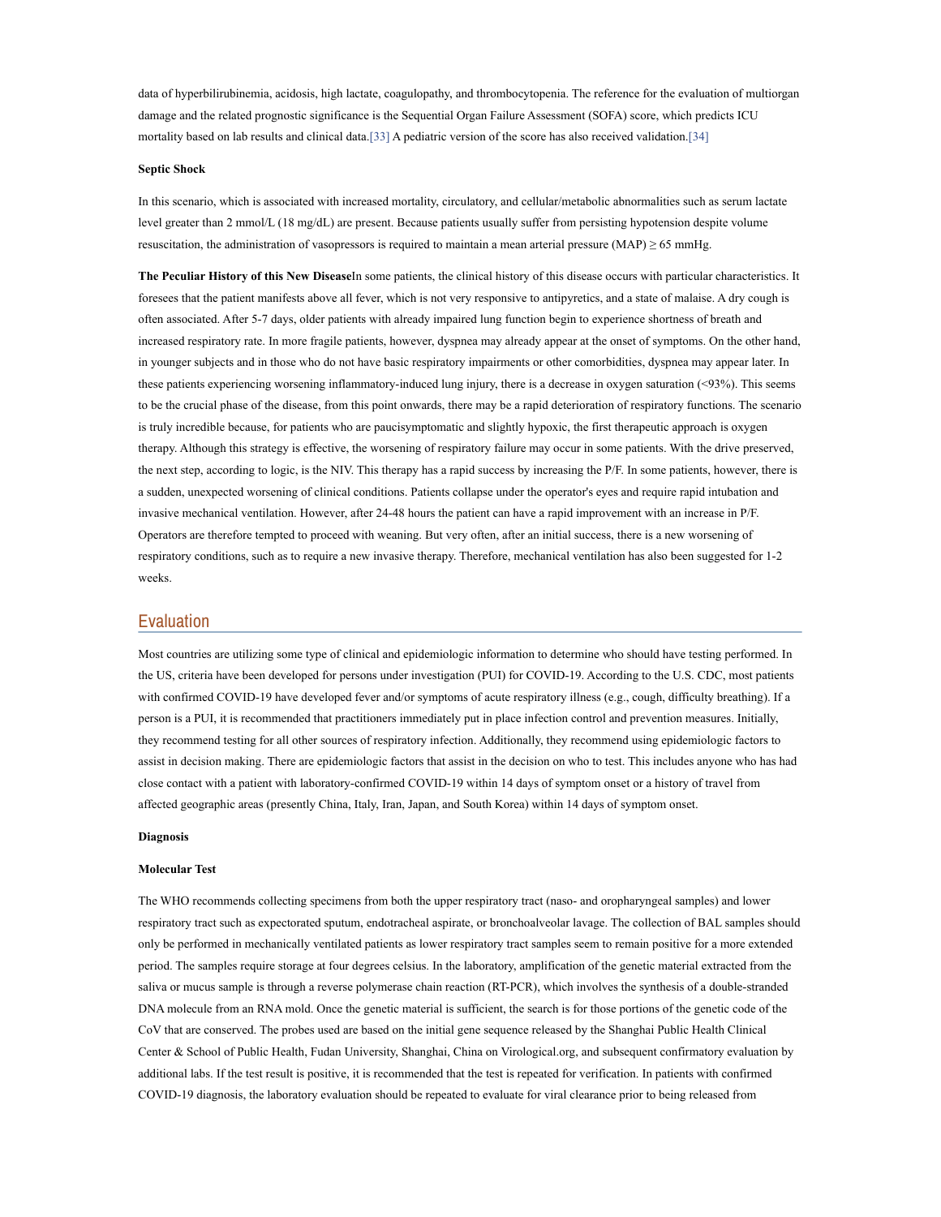data of hyperbilirubinemia, acidosis, high lactate, coagulopathy, and thrombocytopenia. The reference for the evaluation of multiorgan damage and the related prognostic significance is the Sequential Organ Failure Assessment (SOFA) score, which predicts ICU mortality based on lab results and clinical data.[33] A pediatric version of the score has also received validation.[34]

**Septic Shock**

In this scenario, which is associated with increased mortality, circulatory, and cellular/metabolic abnormalities such as serum lactate level greater than 2 mmol/L (18 mg/dL) are present. Because patients usually suffer from persisting hypotension despite volume resuscitation, the administration of vasopressors is required to maintain a mean arterial pressure (MAP) ≥ 65 mmHg.

**The Peculiar History of this New Disease**In some patients, the clinical history of this disease occurs with particular characteristics. It foresees that the patient manifests above all fever, which is not very responsive to antipyretics, and a state of malaise. A dry cough is often associated. After 5-7 days, older patients with already impaired lung function begin to experience shortness of breath and increased respiratory rate. In more fragile patients, however, dyspnea may already appear at the onset of symptoms. On the other hand, in younger subjects and in those who do not have basic respiratory impairments or other comorbidities, dyspnea may appear later. In these patients experiencing worsening inflammatory-induced lung injury, there is a decrease in oxygen saturation (<93%). This seems to be the crucial phase of the disease, from this point onwards, there may be a rapid deterioration of respiratory functions. The scenario is truly incredible because, for patients who are paucisymptomatic and slightly hypoxic, the first therapeutic approach is oxygen therapy. Although this strategy is effective, the worsening of respiratory failure may occur in some patients. With the drive preserved, the next step, according to logic, is the NIV. This therapy has a rapid success by increasing the P/F. In some patients, however, there is a sudden, unexpected worsening of clinical conditions. Patients collapse under the operator's eyes and require rapid intubation and invasive mechanical ventilation. However, after 24-48 hours the patient can have a rapid improvement with an increase in P/F. Operators are therefore tempted to proceed with weaning. But very often, after an initial success, there is a new worsening of respiratory conditions, such as to require a new invasive therapy. Therefore, mechanical ventilation has also been suggested for 1-2 weeks.

## Evaluation

Most countries are utilizing some type of clinical and epidemiologic information to determine who should have testing performed. In the US, criteria have been developed for persons under investigation (PUI) for COVID-19. According to the U.S. CDC, most patients with confirmed COVID-19 have developed fever and/or symptoms of acute respiratory illness (e.g., cough, difficulty breathing). If a person is a PUI, it is recommended that practitioners immediately put in place infection control and prevention measures. Initially, they recommend testing for all other sources of respiratory infection. Additionally, they recommend using epidemiologic factors to assist in decision making. There are epidemiologic factors that assist in the decision on who to test. This includes anyone who has had close contact with a patient with laboratory-confirmed COVID-19 within 14 days of symptom onset or a history of travel from affected geographic areas (presently China, Italy, Iran, Japan, and South Korea) within 14 days of symptom onset.

**Diagnosis**

**Molecular Test**

The WHO recommends collecting specimens from both the upper respiratory tract (naso- and oropharyngeal samples) and lower respiratory tract such as expectorated sputum, endotracheal aspirate, or bronchoalveolar lavage. The collection of BAL samples should only be performed in mechanically ventilated patients as lower respiratory tract samples seem to remain positive for a more extended period. The samples require storage at four degrees celsius. In the laboratory, amplification of the genetic material extracted from the saliva or mucus sample is through a reverse polymerase chain reaction (RT-PCR), which involves the synthesis of a double-stranded DNA molecule from an RNA mold. Once the genetic material is sufficient, the search is for those portions of the genetic code of the CoV that are conserved. The probes used are based on the initial gene sequence released by the Shanghai Public Health Clinical Center & School of Public Health, Fudan University, Shanghai, China on Virological.org, and subsequent confirmatory evaluation by additional labs. If the test result is positive, it is recommended that the test is repeated for verification. In patients with confirmed COVID-19 diagnosis, the laboratory evaluation should be repeated to evaluate for viral clearance prior to being released from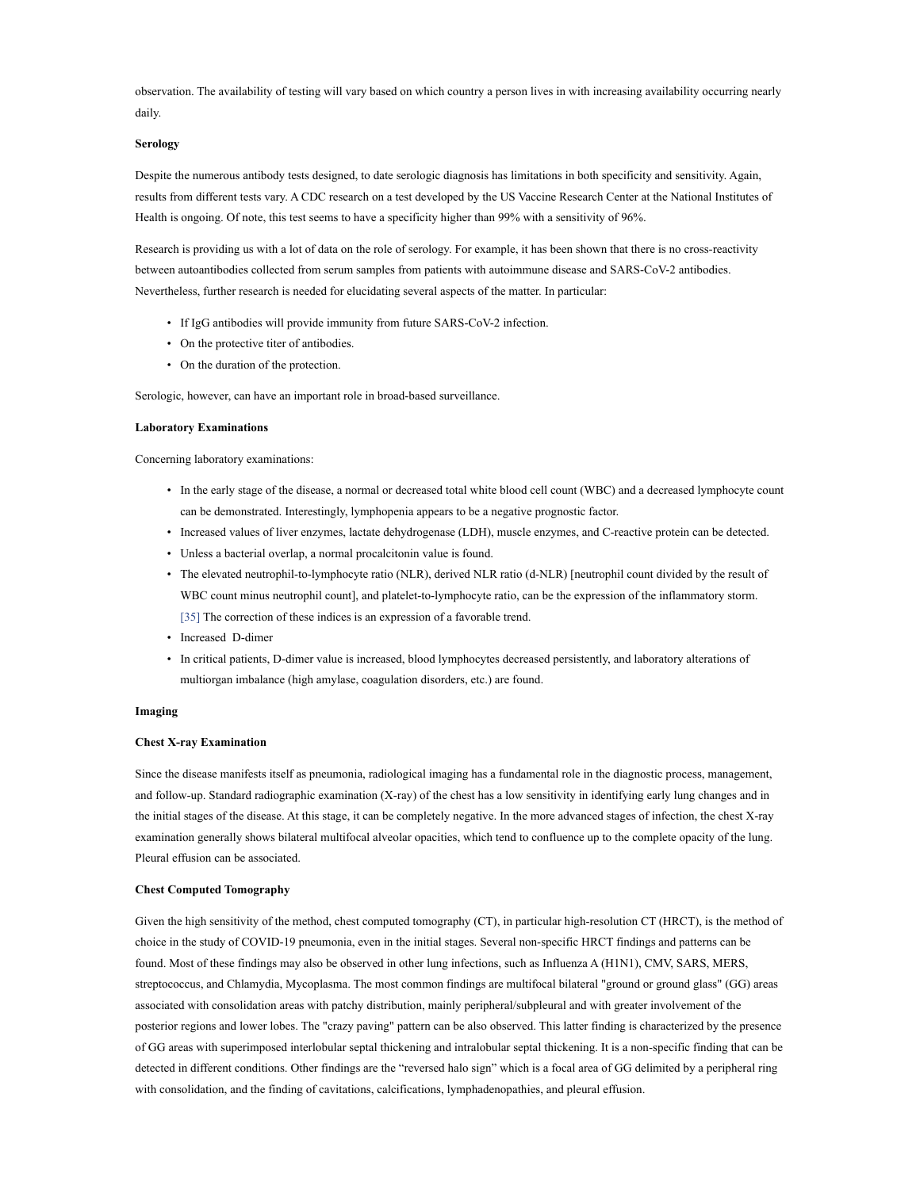observation. The availability of testing will vary based on which country a person lives in with increasing availability occurring nearly daily.

**Serology**

Despite the numerous antibody tests designed, to date serologic diagnosis has limitations in both specificity and sensitivity. Again, results from different tests vary. A CDC research on a test developed by the US Vaccine Research Center at the National Institutes of Health is ongoing. Of note, this test seems to have a specificity higher than 99% with a sensitivity of 96%.

Research is providing us with a lot of data on the role of serology. For example, it has been shown that there is no cross-reactivity between autoantibodies collected from serum samples from patients with autoimmune disease and SARS-CoV-2 antibodies. Nevertheless, further research is needed for elucidating several aspects of the matter. In particular:

- If IgG antibodies will provide immunity from future SARS-CoV-2 infection.
- On the protective titer of antibodies.
- On the duration of the protection.

Serologic, however, can have an important role in broad-based surveillance.

**Laboratory Examinations**

Concerning laboratory examinations:

- In the early stage of the disease, a normal or decreased total white blood cell count (WBC) and a decreased lymphocyte count can be demonstrated. Interestingly, lymphopenia appears to be a negative prognostic factor.
- Increased values of liver enzymes, lactate dehydrogenase (LDH), muscle enzymes, and C-reactive protein can be detected.
- Unless a bacterial overlap, a normal procalcitonin value is found.
- The elevated neutrophil-to-lymphocyte ratio (NLR), derived NLR ratio (d-NLR) [neutrophil count divided by the result of WBC count minus neutrophil count], and platelet-to-lymphocyte ratio, can be the expression of the inflammatory storm. [35] The correction of these indices is an expression of a favorable trend.
- Increased D-dimer
- In critical patients, D-dimer value is increased, blood lymphocytes decreased persistently, and laboratory alterations of multiorgan imbalance (high amylase, coagulation disorders, etc.) are found.

**Imaging**

**Chest X-ray Examination**

Since the disease manifests itself as pneumonia, radiological imaging has a fundamental role in the diagnostic process, management, and follow-up. Standard radiographic examination (X-ray) of the chest has a low sensitivity in identifying early lung changes and in the initial stages of the disease. At this stage, it can be completely negative. In the more advanced stages of infection, the chest X-ray examination generally shows bilateral multifocal alveolar opacities, which tend to confluence up to the complete opacity of the lung. Pleural effusion can be associated.

**Chest Computed Tomography**

Given the high sensitivity of the method, chest computed tomography (CT), in particular high-resolution CT (HRCT), is the method of choice in the study of COVID-19 pneumonia, even in the initial stages. Several non-specific HRCT findings and patterns can be found. Most of these findings may also be observed in other lung infections, such as Influenza A (H1N1), CMV, SARS, MERS, streptococcus, and Chlamydia, Mycoplasma. The most common findings are multifocal bilateral "ground or ground glass" (GG) areas associated with consolidation areas with patchy distribution, mainly peripheral/subpleural and with greater involvement of the posterior regions and lower lobes. The "crazy paving" pattern can be also observed. This latter finding is characterized by the presence of GG areas with superimposed interlobular septal thickening and intralobular septal thickening. It is a non-specific finding that can be detected in different conditions. Other findings are the "reversed halo sign" which is a focal area of GG delimited by a peripheral ring with consolidation, and the finding of cavitations, calcifications, lymphadenopathies, and pleural effusion.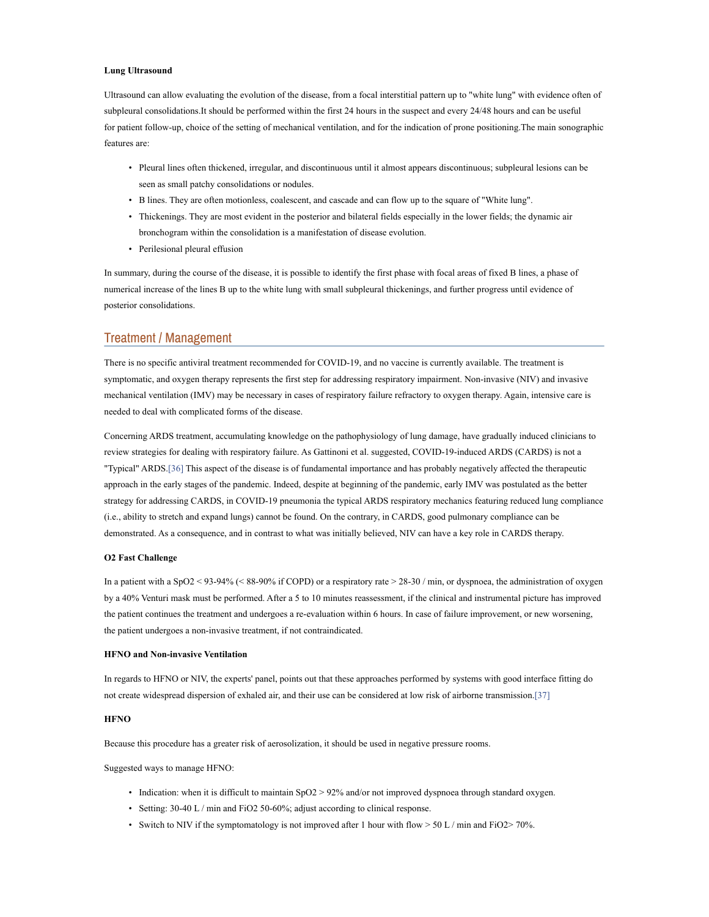#### Lung Ultrasound

Ultrasound can allow evaluating the evolution of the disease, from a focal interstitial pattern up to "white lung" with evidence often of subpleural consolidations.It should be performed within the first 24 hours in the suspect and every 24/48 hours and can be useful for patient follow-up, choice of the setting of mechanical ventilation, and for the indication of prone positioning.The main sonographic features are:

- Pleural lines often thickened, irregular, and discontinuous until it almost appears discontinuous; subpleural lesions can be seen as small patchy consolidations or nodules.
- B lines. They are often motionless, coalescent, and cascade and can flow up to the square of "White lung".
- Thickenings. They are most evident in the posterior and bilateral fields especially in the lower fields; the dynamic air bronchogram within the consolidation is a manifestation of disease evolution.
- Perilesional pleural effusion

In summary, during the course of the disease, it is possible to identify the first phase with focal areas of fixed B lines, a phase of numerical increase of the lines B up to the white lung with small subpleural thickenings, and further progress until evidence of posterior consolidations.

## Treatment / Management

There is no specific antiviral treatment recommended for COVID-19, and no vaccine is currently available. The treatment is symptomatic, and oxygen therapy represents the first step for addressing respiratory impairment. Non-invasive (NIV) and invasive mechanical ventilation (IMV) may be necessary in cases of respiratory failure refractory to oxygen therapy. Again, intensive care is needed to deal with complicated forms of the disease.

Concerning ARDS treatment, accumulating knowledge on the pathophysiology of lung damage, have gradually induced clinicians to review strategies for dealing with respiratory failure. As Gattinoni et al. suggested, COVID-19-induced ARDS (CARDS) is not a "Typical" ARDS.[36] This aspect of the disease is of fundamental importance and has probably negatively affected the therapeutic approach in the early stages of the pandemic. Indeed, despite at beginning of the pandemic, early IMV was postulated as the better strategy for addressing CARDS, in COVID-19 pneumonia the typical ARDS respiratory mechanics featuring reduced lung compliance (i.e., ability to stretch and expand lungs) cannot be found. On the contrary, in CARDS, good pulmonary compliance can be demonstrated. As a consequence, and in contrast to what was initially believed, NIV can have a key role in CARDS therapy.

#### O2 Fast Challenge

In a patient with a SpO2 < 93-94% (< 88-90% if COPD) or a respiratory rate > 28-30 / min, or dyspnoea, the administration of oxygen by a 40% Venturi mask must be performed. After a 5 to 10 minutes reassessment, if the clinical and instrumental picture has improved the patient continues the treatment and undergoes a re-evaluation within 6 hours. In case of failure improvement, or new worsening, the patient undergoes a non-invasive treatment, if not contraindicated.

#### HFNO and Non-invasive Ventilation

In regards to HFNO or NIV, the experts' panel, points out that these approaches performed by systems with good interface fitting do not create widespread dispersion of exhaled air, and their use can be considered at low risk of airborne transmission.[37]

#### HFNO

Because this procedure has a greater risk of aerosolization, it should be used in negative pressure rooms.

Suggested ways to manage HFNO:

- Indication: when it is difficult to maintain SpO2 > 92% and/or not improved dyspnoea through standard oxygen.
- Setting: 30-40 L / min and FiO2 50-60%; adjust according to clinical response.
- Switch to NIV if the symptomatology is not improved after 1 hour with flow > 50 L / min and FiO2> 70%.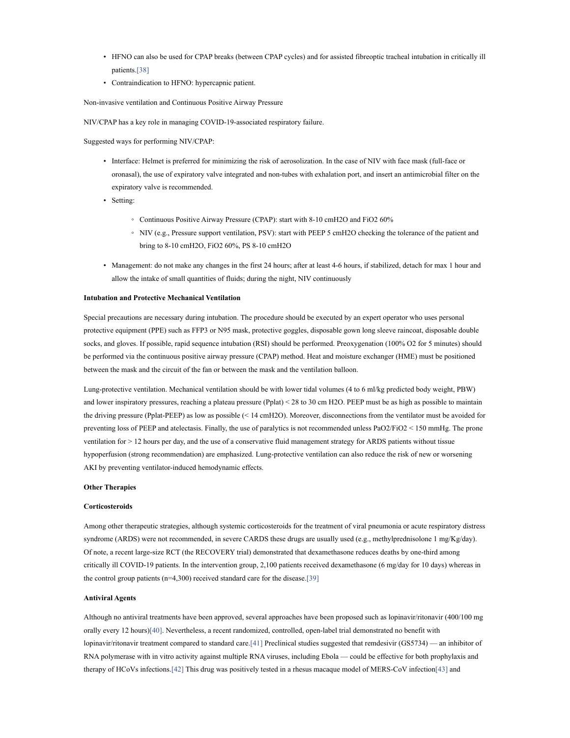- HFNO can also be used for CPAP breaks (between CPAP cycles) and for assisted fibreoptic tracheal intubation in critically ill patients.[38]
- Contraindication to HFNO: hypercapnic patient.

Non-invasive ventilation and Continuous Positive Airway Pressure

NIV/CPAP has a key role in managing COVID-19-associated respiratory failure.

Suggested ways for performing NIV/CPAP:

- Interface: Helmet is preferred for minimizing the risk of aerosolization. In the case of NIV with face mask (full-face or oronasal), the use of expiratory valve integrated and non-tubes with exhalation port, and insert an antimicrobial filter on the expiratory valve is recommended.
- Setting:
  - Continuous Positive Airway Pressure (CPAP): start with 8-10 cmH2O and FiO2 60%
  - NIV (e.g., Pressure support ventilation, PSV): start with PEEP 5 cmH2O checking the tolerance of the patient and bring to 8-10 cmH2O, FiO2 60%, PS 8-10 cmH2O
- Management: do not make any changes in the first 24 hours; after at least 4-6 hours, if stabilized, detach for max 1 hour and allow the intake of small quantities of fluids; during the night, NIV continuously

**Intubation and Protective Mechanical Ventilation**

Special precautions are necessary during intubation. The procedure should be executed by an expert operator who uses personal protective equipment (PPE) such as FFP3 or N95 mask, protective goggles, disposable gown long sleeve raincoat, disposable double socks, and gloves. If possible, rapid sequence intubation (RSI) should be performed. Preoxygenation (100% O2 for 5 minutes) should be performed via the continuous positive airway pressure (CPAP) method. Heat and moisture exchanger (HME) must be positioned between the mask and the circuit of the fan or between the mask and the ventilation balloon.

Lung-protective ventilation. Mechanical ventilation should be with lower tidal volumes (4 to 6 ml/kg predicted body weight, PBW) and lower inspiratory pressures, reaching a plateau pressure (Pplat) < 28 to 30 cm H2O. PEEP must be as high as possible to maintain the driving pressure (Pplat-PEEP) as low as possible (< 14 cmH2O). Moreover, disconnections from the ventilator must be avoided for preventing loss of PEEP and atelectasis. Finally, the use of paralytics is not recommended unless PaO2/FiO2 < 150 mmHg. The prone ventilation for > 12 hours per day, and the use of a conservative fluid management strategy for ARDS patients without tissue hypoperfusion (strong recommendation) are emphasized. Lung-protective ventilation can also reduce the risk of new or worsening AKI by preventing ventilator-induced hemodynamic effects.

**Other Therapies**

**Corticosteroids**

Among other therapeutic strategies, although systemic corticosteroids for the treatment of viral pneumonia or acute respiratory distress syndrome (ARDS) were not recommended, in severe CARDS these drugs are usually used (e.g., methylprednisolone 1 mg/Kg/day). Of note, a recent large-size RCT (the RECOVERY trial) demonstrated that dexamethasone reduces deaths by one-third among critically ill COVID-19 patients. In the intervention group, 2,100 patients received dexamethasone (6 mg/day for 10 days) whereas in the control group patients (n=4,300) received standard care for the disease.[39]

**Antiviral Agents**

Although no antiviral treatments have been approved, several approaches have been proposed such as lopinavir/ritonavir (400/100 mg orally every 12 hours)[40]. Nevertheless, a recent randomized, controlled, open-label trial demonstrated no benefit with lopinavir/ritonavir treatment compared to standard care.[41] Preclinical studies suggested that remdesivir (GS5734) — an inhibitor of RNA polymerase with in vitro activity against multiple RNA viruses, including Ebola — could be effective for both prophylaxis and therapy of HCoVs infections.[42] This drug was positively tested in a rhesus macaque model of MERS-CoV infection[43] and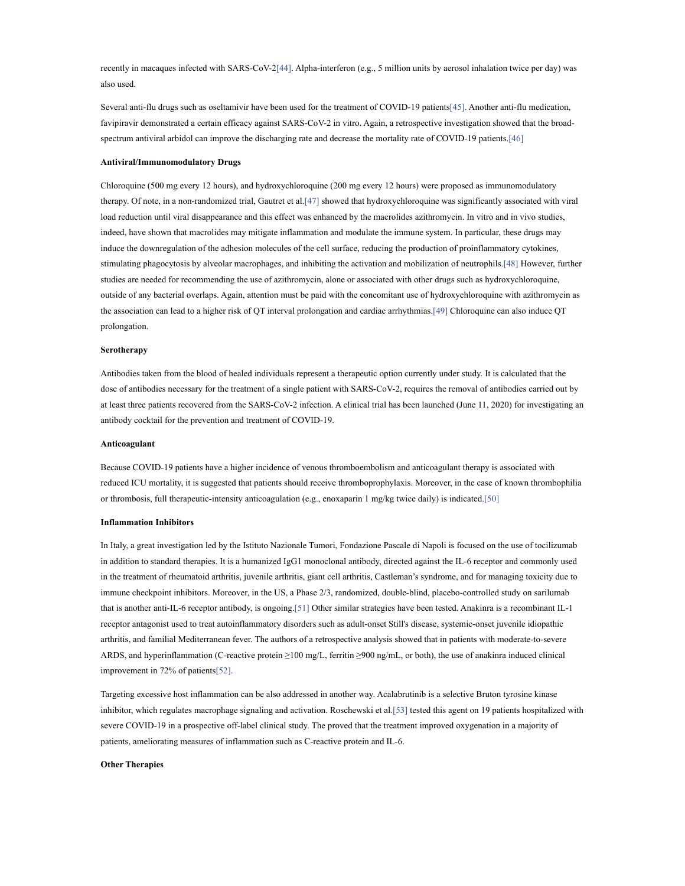recently in macaques infected with SARS-CoV-2[44]. Alpha-interferon (e.g., 5 million units by aerosol inhalation twice per day) was also used.

Several anti-flu drugs such as oseltamivir have been used for the treatment of COVID-19 patients[45]. Another anti-flu medication, favipiravir demonstrated a certain efficacy against SARS-CoV-2 in vitro. Again, a retrospective investigation showed that the broad-spectrum antiviral arbidol can improve the discharging rate and decrease the mortality rate of COVID-19 patients.[46]

**Antiviral/Immunomodulatory Drugs**

Chloroquine (500 mg every 12 hours), and hydroxychloroquine (200 mg every 12 hours) were proposed as immunomodulatory therapy. Of note, in a non-randomized trial, Gautret et al.[47] showed that hydroxychloroquine was significantly associated with viral load reduction until viral disappearance and this effect was enhanced by the macrolides azithromycin. In vitro and in vivo studies, indeed, have shown that macrolides may mitigate inflammation and modulate the immune system. In particular, these drugs may induce the downregulation of the adhesion molecules of the cell surface, reducing the production of proinflammatory cytokines, stimulating phagocytosis by alveolar macrophages, and inhibiting the activation and mobilization of neutrophils.[48] However, further studies are needed for recommending the use of azithromycin, alone or associated with other drugs such as hydroxychloroquine, outside of any bacterial overlaps. Again, attention must be paid with the concomitant use of hydroxychloroquine with azithromycin as the association can lead to a higher risk of QT interval prolongation and cardiac arrhythmias.[49] Chloroquine can also induce QT prolongation.

**Serotherapy**

Antibodies taken from the blood of healed individuals represent a therapeutic option currently under study. It is calculated that the dose of antibodies necessary for the treatment of a single patient with SARS-CoV-2, requires the removal of antibodies carried out by at least three patients recovered from the SARS-CoV-2 infection. A clinical trial has been launched (June 11, 2020) for investigating an antibody cocktail for the prevention and treatment of COVID-19.

**Anticoagulant**

Because COVID-19 patients have a higher incidence of venous thromboembolism and anticoagulant therapy is associated with reduced ICU mortality, it is suggested that patients should receive thromboprophylaxis. Moreover, in the case of known thrombophilia or thrombosis, full therapeutic-intensity anticoagulation (e.g., enoxaparin 1 mg/kg twice daily) is indicated.[50]

**Inflammation Inhibitors**

In Italy, a great investigation led by the Istituto Nazionale Tumori, Fondazione Pascale di Napoli is focused on the use of tocilizumab in addition to standard therapies. It is a humanized IgG1 monoclonal antibody, directed against the IL-6 receptor and commonly used in the treatment of rheumatoid arthritis, juvenile arthritis, giant cell arthritis, Castleman's syndrome, and for managing toxicity due to immune checkpoint inhibitors. Moreover, in the US, a Phase 2/3, randomized, double-blind, placebo-controlled study on sarilumab that is another anti-IL-6 receptor antibody, is ongoing.[51] Other similar strategies have been tested. Anakinra is a recombinant IL-1 receptor antagonist used to treat autoinflammatory disorders such as adult-onset Still's disease, systemic-onset juvenile idiopathic arthritis, and familial Mediterranean fever. The authors of a retrospective analysis showed that in patients with moderate-to-severe ARDS, and hyperinflammation (C-reactive protein ≥100 mg/L, ferritin ≥900 ng/mL, or both), the use of anakinra induced clinical improvement in 72% of patients[52].

Targeting excessive host inflammation can be also addressed in another way. Acalabrutinib is a selective Bruton tyrosine kinase inhibitor, which regulates macrophage signaling and activation. Roschewski et al.[53] tested this agent on 19 patients hospitalized with severe COVID-19 in a prospective off-label clinical study. The proved that the treatment improved oxygenation in a majority of patients, ameliorating measures of inflammation such as C-reactive protein and IL-6.

**Other Therapies**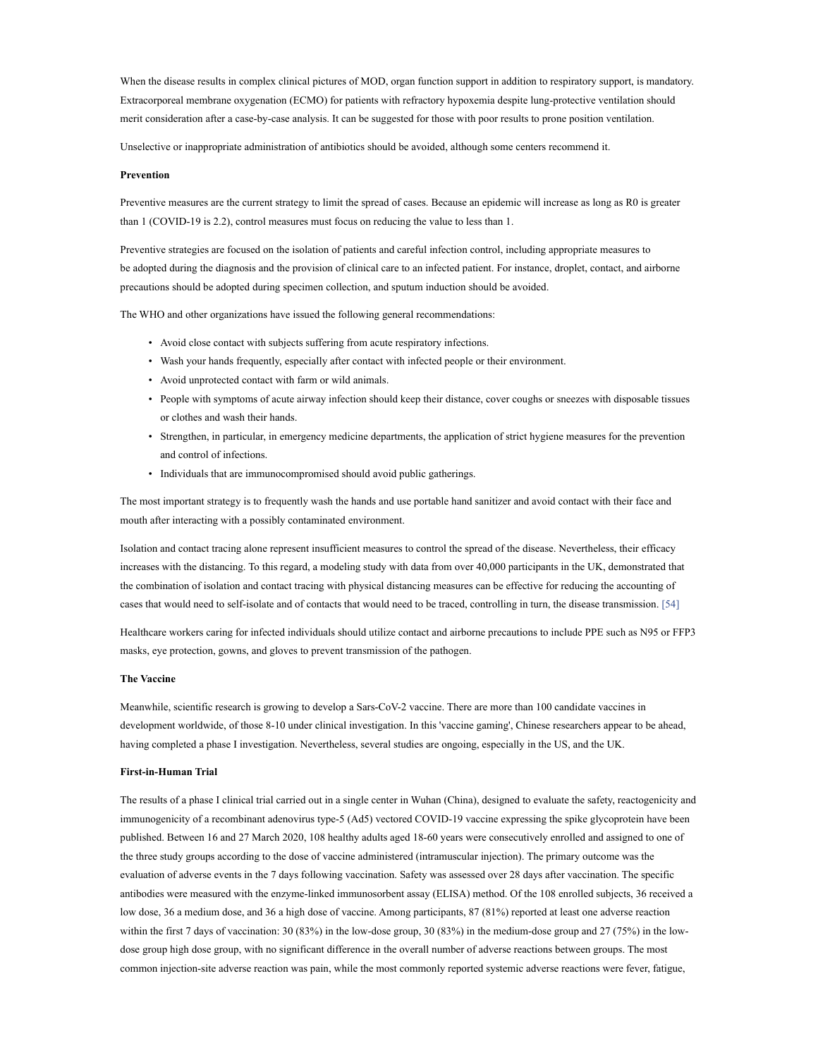When the disease results in complex clinical pictures of MOD, organ function support in addition to respiratory support, is mandatory. Extracorporeal membrane oxygenation (ECMO) for patients with refractory hypoxemia despite lung-protective ventilation should merit consideration after a case-by-case analysis. It can be suggested for those with poor results to prone position ventilation.

Unselective or inappropriate administration of antibiotics should be avoided, although some centers recommend it.

**Prevention**

Preventive measures are the current strategy to limit the spread of cases. Because an epidemic will increase as long as R0 is greater than 1 (COVID-19 is 2.2), control measures must focus on reducing the value to less than 1.

Preventive strategies are focused on the isolation of patients and careful infection control, including appropriate measures to be adopted during the diagnosis and the provision of clinical care to an infected patient. For instance, droplet, contact, and airborne precautions should be adopted during specimen collection, and sputum induction should be avoided.

The WHO and other organizations have issued the following general recommendations:

- Avoid close contact with subjects suffering from acute respiratory infections.
- Wash your hands frequently, especially after contact with infected people or their environment.
- Avoid unprotected contact with farm or wild animals.
- People with symptoms of acute airway infection should keep their distance, cover coughs or sneezes with disposable tissues or clothes and wash their hands.
- Strengthen, in particular, in emergency medicine departments, the application of strict hygiene measures for the prevention and control of infections.
- Individuals that are immunocompromised should avoid public gatherings.

The most important strategy is to frequently wash the hands and use portable hand sanitizer and avoid contact with their face and mouth after interacting with a possibly contaminated environment.

Isolation and contact tracing alone represent insufficient measures to control the spread of the disease. Nevertheless, their efficacy increases with the distancing. To this regard, a modeling study with data from over 40,000 participants in the UK, demonstrated that the combination of isolation and contact tracing with physical distancing measures can be effective for reducing the accounting of cases that would need to self-isolate and of contacts that would need to be traced, controlling in turn, the disease transmission. [54]

Healthcare workers caring for infected individuals should utilize contact and airborne precautions to include PPE such as N95 or FFP3 masks, eye protection, gowns, and gloves to prevent transmission of the pathogen.

**The Vaccine**

Meanwhile, scientific research is growing to develop a Sars-CoV-2 vaccine. There are more than 100 candidate vaccines in development worldwide, of those 8-10 under clinical investigation. In this 'vaccine gaming', Chinese researchers appear to be ahead, having completed a phase I investigation. Nevertheless, several studies are ongoing, especially in the US, and the UK.

**First-in-Human Trial**

The results of a phase I clinical trial carried out in a single center in Wuhan (China), designed to evaluate the safety, reactogenicity and immunogenicity of a recombinant adenovirus type-5 (Ad5) vectored COVID-19 vaccine expressing the spike glycoprotein have been published. Between 16 and 27 March 2020, 108 healthy adults aged 18-60 years were consecutively enrolled and assigned to one of the three study groups according to the dose of vaccine administered (intramuscular injection). The primary outcome was the evaluation of adverse events in the 7 days following vaccination. Safety was assessed over 28 days after vaccination. The specific antibodies were measured with the enzyme-linked immunosorbent assay (ELISA) method. Of the 108 enrolled subjects, 36 received a low dose, 36 a medium dose, and 36 a high dose of vaccine. Among participants, 87 (81%) reported at least one adverse reaction within the first 7 days of vaccination: 30 (83%) in the low-dose group, 30 (83%) in the medium-dose group and 27 (75%) in the low-dose group high dose group, with no significant difference in the overall number of adverse reactions between groups. The most common injection-site adverse reaction was pain, while the most commonly reported systemic adverse reactions were fever, fatigue,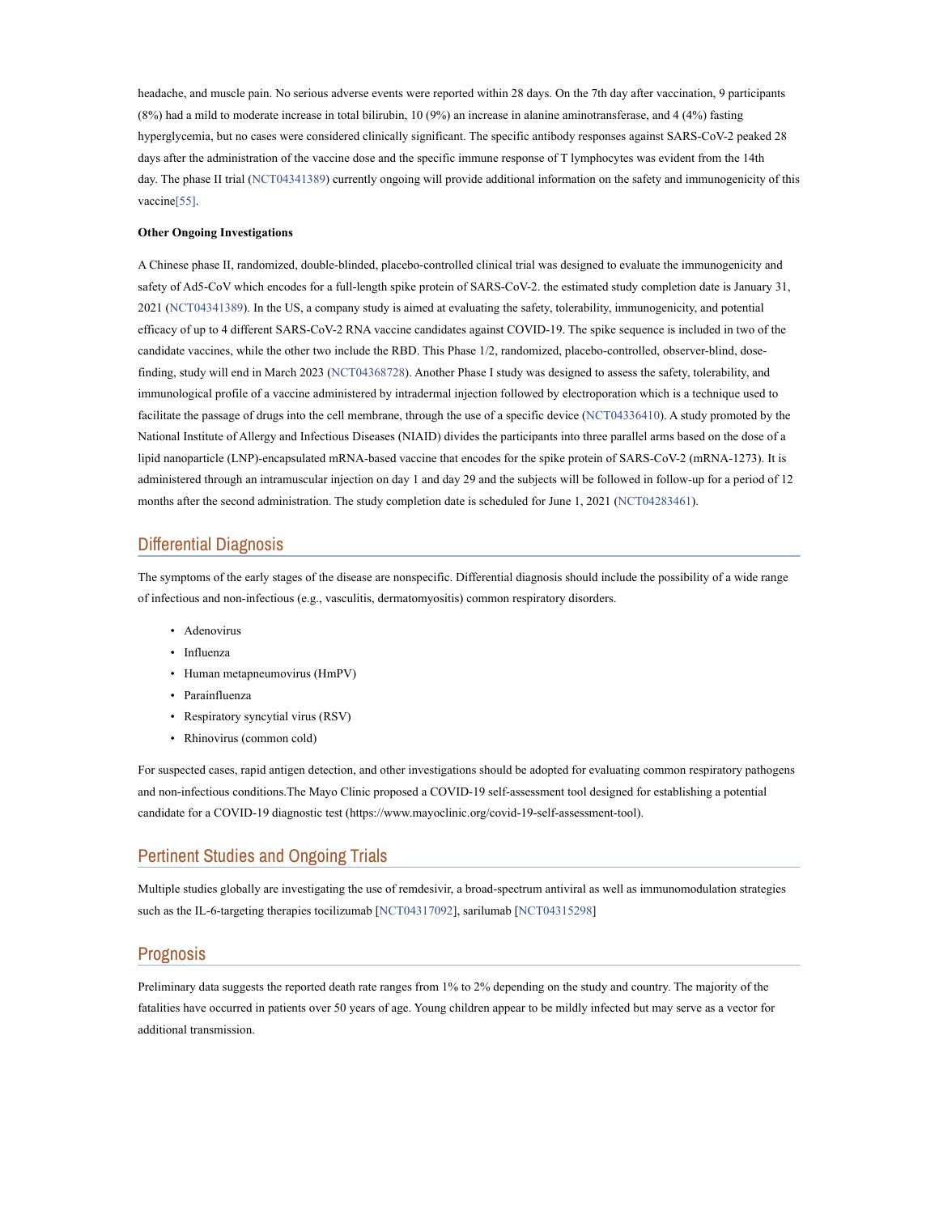headache, and muscle pain. No serious adverse events were reported within 28 days. On the 7th day after vaccination, 9 participants (8%) had a mild to moderate increase in total bilirubin, 10 (9%) an increase in alanine aminotransferase, and 4 (4%) fasting hyperglycemia, but no cases were considered clinically significant. The specific antibody responses against SARS-CoV-2 peaked 28 days after the administration of the vaccine dose and the specific immune response of T lymphocytes was evident from the 14th day. The phase II trial (NCT04341389) currently ongoing will provide additional information on the safety and immunogenicity of this vaccine[55].

**Other Ongoing Investigations**

A Chinese phase II, randomized, double-blinded, placebo-controlled clinical trial was designed to evaluate the immunogenicity and safety of Ad5-CoV which encodes for a full-length spike protein of SARS-CoV-2. the estimated study completion date is January 31, 2021 (NCT04341389). In the US, a company study is aimed at evaluating the safety, tolerability, immunogenicity, and potential efficacy of up to 4 different SARS-CoV-2 RNA vaccine candidates against COVID-19. The spike sequence is included in two of the candidate vaccines, while the other two include the RBD. This Phase 1/2, randomized, placebo-controlled, observer-blind, dose-finding, study will end in March 2023 (NCT04368728). Another Phase I study was designed to assess the safety, tolerability, and immunological profile of a vaccine administered by intradermal injection followed by electroporation which is a technique used to facilitate the passage of drugs into the cell membrane, through the use of a specific device (NCT04336410). A study promoted by the National Institute of Allergy and Infectious Diseases (NIAID) divides the participants into three parallel arms based on the dose of a lipid nanoparticle (LNP)-encapsulated mRNA-based vaccine that encodes for the spike protein of SARS-CoV-2 (mRNA-1273). It is administered through an intramuscular injection on day 1 and day 29 and the subjects will be followed in follow-up for a period of 12 months after the second administration. The study completion date is scheduled for June 1, 2021 (NCT04283461).

## Differential Diagnosis

The symptoms of the early stages of the disease are nonspecific. Differential diagnosis should include the possibility of a wide range of infectious and non-infectious (e.g., vasculitis, dermatomyositis) common respiratory disorders.

- Adenovirus
- Influenza
- Human metapneumovirus (HmPV)
- Parainfluenza
- Respiratory syncytial virus (RSV)
- Rhinovirus (common cold)

For suspected cases, rapid antigen detection, and other investigations should be adopted for evaluating common respiratory pathogens and non-infectious conditions.The Mayo Clinic proposed a COVID-19 self-assessment tool designed for establishing a potential candidate for a COVID-19 diagnostic test (https://www.mayoclinic.org/covid-19-self-assessment-tool).

## Pertinent Studies and Ongoing Trials

Multiple studies globally are investigating the use of remdesivir, a broad-spectrum antiviral as well as immunomodulation strategies such as the IL-6-targeting therapies tocilizumab [NCT04317092], sarilumab [NCT04315298]

## Prognosis

Preliminary data suggests the reported death rate ranges from 1% to 2% depending on the study and country. The majority of the fatalities have occurred in patients over 50 years of age. Young children appear to be mildly infected but may serve as a vector for additional transmission.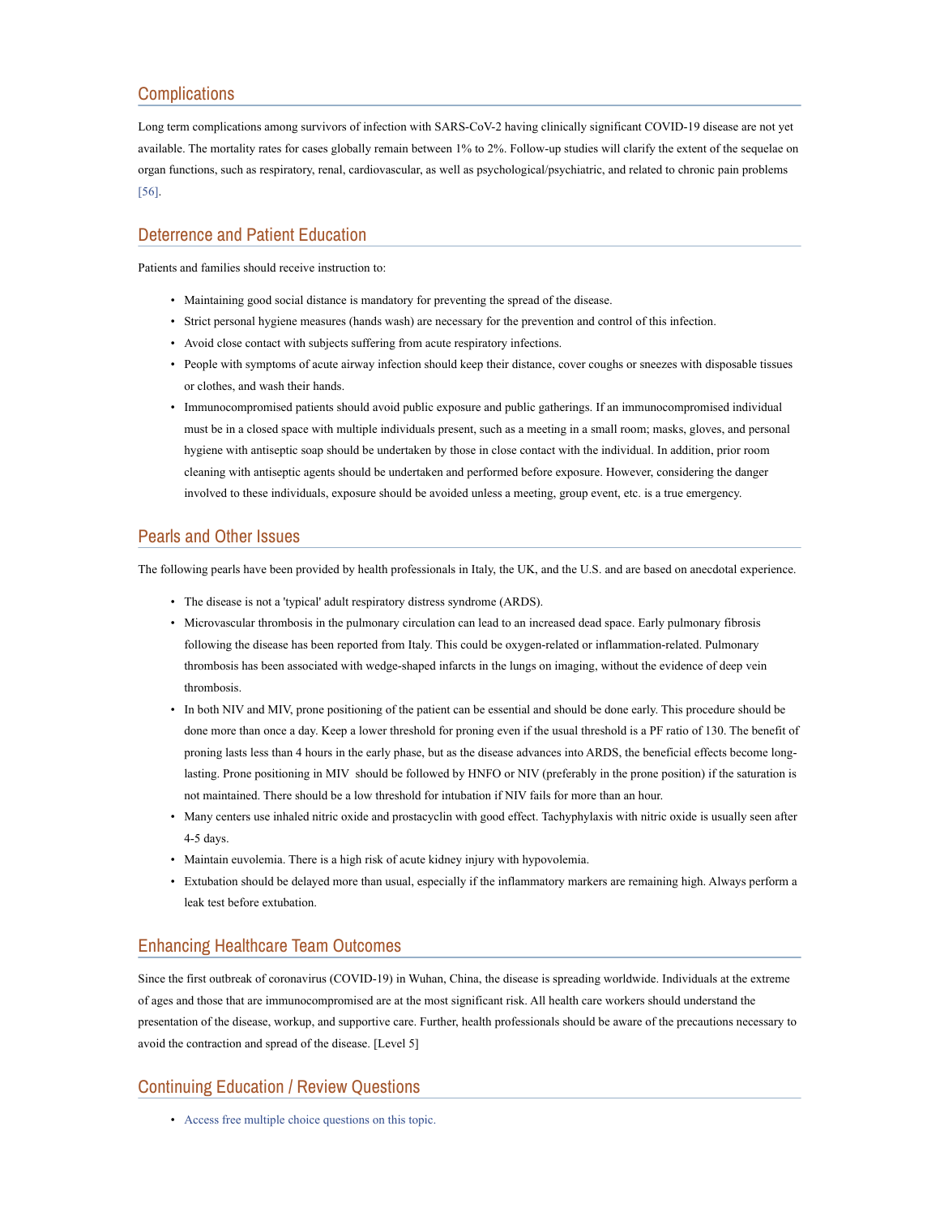## Complications

Long term complications among survivors of infection with SARS-CoV-2 having clinically significant COVID-19 disease are not yet available. The mortality rates for cases globally remain between 1% to 2%. Follow-up studies will clarify the extent of the sequelae on organ functions, such as respiratory, renal, cardiovascular, as well as psychological/psychiatric, and related to chronic pain problems [56].

## Deterrence and Patient Education

Patients and families should receive instruction to:

- Maintaining good social distance is mandatory for preventing the spread of the disease.
- Strict personal hygiene measures (hands wash) are necessary for the prevention and control of this infection.
- Avoid close contact with subjects suffering from acute respiratory infections.
- People with symptoms of acute airway infection should keep their distance, cover coughs or sneezes with disposable tissues or clothes, and wash their hands.
- Immunocompromised patients should avoid public exposure and public gatherings. If an immunocompromised individual must be in a closed space with multiple individuals present, such as a meeting in a small room; masks, gloves, and personal hygiene with antiseptic soap should be undertaken by those in close contact with the individual. In addition, prior room cleaning with antiseptic agents should be undertaken and performed before exposure. However, considering the danger involved to these individuals, exposure should be avoided unless a meeting, group event, etc. is a true emergency.

## Pearls and Other Issues

The following pearls have been provided by health professionals in Italy, the UK, and the U.S. and are based on anecdotal experience.

- The disease is not a 'typical' adult respiratory distress syndrome (ARDS).
- Microvascular thrombosis in the pulmonary circulation can lead to an increased dead space. Early pulmonary fibrosis following the disease has been reported from Italy. This could be oxygen-related or inflammation-related. Pulmonary thrombosis has been associated with wedge-shaped infarcts in the lungs on imaging, without the evidence of deep vein thrombosis.
- In both NIV and MIV, prone positioning of the patient can be essential and should be done early. This procedure should be done more than once a day. Keep a lower threshold for proning even if the usual threshold is a PF ratio of 130. The benefit of proning lasts less than 4 hours in the early phase, but as the disease advances into ARDS, the beneficial effects become long-lasting. Prone positioning in MIV should be followed by HNFO or NIV (preferably in the prone position) if the saturation is not maintained. There should be a low threshold for intubation if NIV fails for more than an hour.
- Many centers use inhaled nitric oxide and prostacyclin with good effect. Tachyphylaxis with nitric oxide is usually seen after 4-5 days.
- Maintain euvolemia. There is a high risk of acute kidney injury with hypovolemia.
- Extubation should be delayed more than usual, especially if the inflammatory markers are remaining high. Always perform a leak test before extubation.

## Enhancing Healthcare Team Outcomes

Since the first outbreak of coronavirus (COVID-19) in Wuhan, China, the disease is spreading worldwide. Individuals at the extreme of ages and those that are immunocompromised are at the most significant risk. All health care workers should understand the presentation of the disease, workup, and supportive care. Further, health professionals should be aware of the precautions necessary to avoid the contraction and spread of the disease. [Level 5]

## Continuing Education / Review Questions

- Access free multiple choice questions on this topic.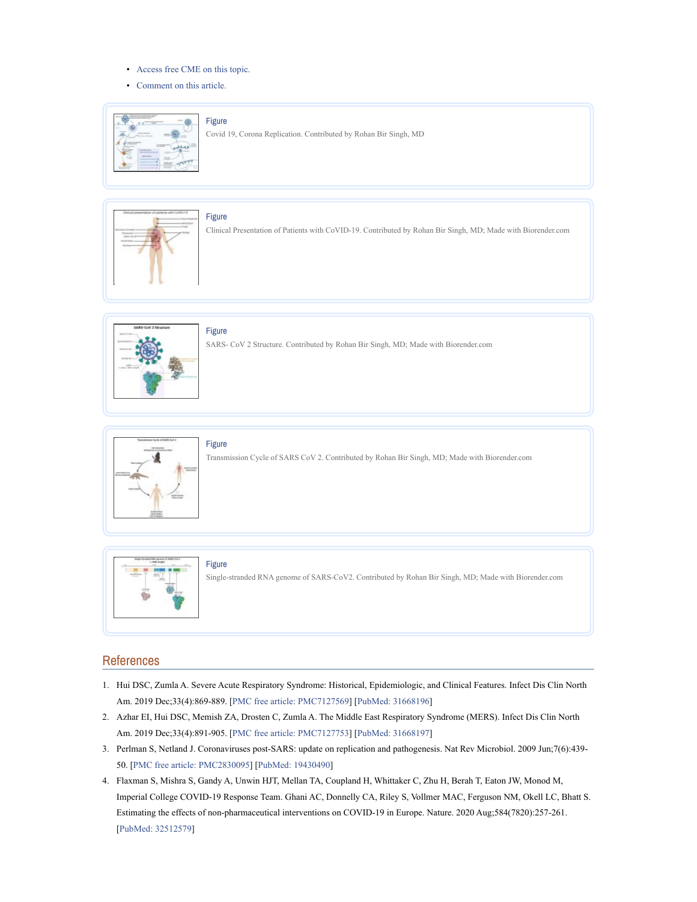- Access free CME on this topic.
- Comment on this article.

Figure

Covid 19, Corona Replication. Contributed by Rohan Bir Singh, MD

Figure

Clinical Presentation of Patients with CoVID-19. Contributed by Rohan Bir Singh, MD; Made with Biorender.com

Figure

SARS- CoV 2 Structure. Contributed by Rohan Bir Singh, MD; Made with Biorender.com

Figure

Transmission Cycle of SARS CoV 2. Contributed by Rohan Bir Singh, MD; Made with Biorender.com

Figure

Single-stranded RNA genome of SARS-CoV2. Contributed by Rohan Bir Singh, MD; Made with Biorender.com

## References

1. Hui DSC, Zumla A. Severe Acute Respiratory Syndrome: Historical, Epidemiologic, and Clinical Features. Infect Dis Clin North Am. 2019 Dec;33(4):869-889. [PMC free article: PMC7127569] [PubMed: 31668196]
2. Azhar EI, Hui DSC, Memish ZA, Drosten C, Zumla A. The Middle East Respiratory Syndrome (MERS). Infect Dis Clin North Am. 2019 Dec;33(4):891-905. [PMC free article: PMC7127753] [PubMed: 31668197]
3. Perlman S, Netland J. Coronaviruses post-SARS: update on replication and pathogenesis. Nat Rev Microbiol. 2009 Jun;7(6):439-50. [PMC free article: PMC2830095] [PubMed: 19430490]
4. Flaxman S, Mishra S, Gandy A, Unwin HJT, Mellan TA, Coupland H, Whittaker C, Zhu H, Berah T, Eaton JW, Monod M, Imperial College COVID-19 Response Team. Ghani AC, Donnelly CA, Riley S, Vollmer MAC, Ferguson NM, Okell LC, Bhatt S. Estimating the effects of non-pharmaceutical interventions on COVID-19 in Europe. Nature. 2020 Aug;584(7820):257-261. [PubMed: 32512579]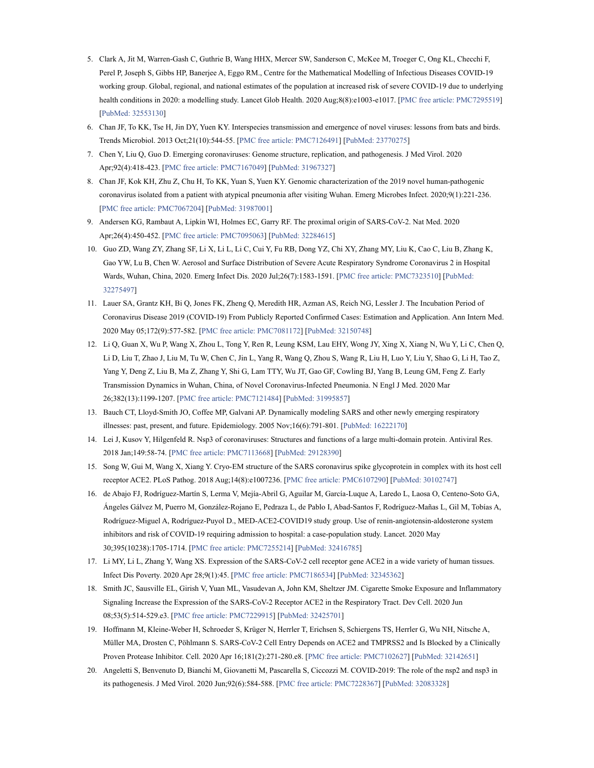5. Clark A, Jit M, Warren-Gash C, Guthrie B, Wang HHX, Mercer SW, Sanderson C, McKee M, Troeger C, Ong KL, Checchi F, Perel P, Joseph S, Gibbs HP, Banerjee A, Eggo RM., Centre for the Mathematical Modelling of Infectious Diseases COVID-19 working group. Global, regional, and national estimates of the population at increased risk of severe COVID-19 due to underlying health conditions in 2020: a modelling study. Lancet Glob Health. 2020 Aug;8(8):e1003-e1017. [PMC free article: PMC7295519] [PubMed: 32553130]
6. Chan JF, To KK, Tse H, Jin DY, Yuen KY. Interspecies transmission and emergence of novel viruses: lessons from bats and birds. Trends Microbiol. 2013 Oct;21(10):544-55. [PMC free article: PMC7126491] [PubMed: 23770275]
7. Chen Y, Liu Q, Guo D. Emerging coronaviruses: Genome structure, replication, and pathogenesis. J Med Virol. 2020 Apr;92(4):418-423. [PMC free article: PMC7167049] [PubMed: 31967327]
8. Chan JF, Kok KH, Zhu Z, Chu H, To KK, Yuan S, Yuen KY. Genomic characterization of the 2019 novel human-pathogenic coronavirus isolated from a patient with atypical pneumonia after visiting Wuhan. Emerg Microbes Infect. 2020;9(1):221-236. [PMC free article: PMC7067204] [PubMed: 31987001]
9. Andersen KG, Rambaut A, Lipkin WI, Holmes EC, Garry RF. The proximal origin of SARS-CoV-2. Nat Med. 2020 Apr;26(4):450-452. [PMC free article: PMC7095063] [PubMed: 32284615]
10. Guo ZD, Wang ZY, Zhang SF, Li X, Li L, Li C, Cui Y, Fu RB, Dong YZ, Chi XY, Zhang MY, Liu K, Cao C, Liu B, Zhang K, Gao YW, Lu B, Chen W. Aerosol and Surface Distribution of Severe Acute Respiratory Syndrome Coronavirus 2 in Hospital Wards, Wuhan, China, 2020. Emerg Infect Dis. 2020 Jul;26(7):1583-1591. [PMC free article: PMC7323510] [PubMed: 32275497]
11. Lauer SA, Grantz KH, Bi Q, Jones FK, Zheng Q, Meredith HR, Azman AS, Reich NG, Lessler J. The Incubation Period of Coronavirus Disease 2019 (COVID-19) From Publicly Reported Confirmed Cases: Estimation and Application. Ann Intern Med. 2020 May 05;172(9):577-582. [PMC free article: PMC7081172] [PubMed: 32150748]
12. Li Q, Guan X, Wu P, Wang X, Zhou L, Tong Y, Ren R, Leung KSM, Lau EHY, Wong JY, Xing X, Xiang N, Wu Y, Li C, Chen Q, Li D, Liu T, Zhao J, Liu M, Tu W, Chen C, Jin L, Yang R, Wang Q, Zhou S, Wang R, Liu H, Luo Y, Liu Y, Shao G, Li H, Tao Z, Yang Y, Deng Z, Liu B, Ma Z, Zhang Y, Shi G, Lam TTY, Wu JT, Gao GF, Cowling BJ, Yang B, Leung GM, Feng Z. Early Transmission Dynamics in Wuhan, China, of Novel Coronavirus-Infected Pneumonia. N Engl J Med. 2020 Mar 26;382(13):1199-1207. [PMC free article: PMC7121484] [PubMed: 31995857]
13. Bauch CT, Lloyd-Smith JO, Coffee MP, Galvani AP. Dynamically modeling SARS and other newly emerging respiratory illnesses: past, present, and future. Epidemiology. 2005 Nov;16(6):791-801. [PubMed: 16222170]
14. Lei J, Kusov Y, Hilgenfeld R. Nsp3 of coronaviruses: Structures and functions of a large multi-domain protein. Antiviral Res. 2018 Jan;149:58-74. [PMC free article: PMC7113668] [PubMed: 29128390]
15. Song W, Gui M, Wang X, Xiang Y. Cryo-EM structure of the SARS coronavirus spike glycoprotein in complex with its host cell receptor ACE2. PLoS Pathog. 2018 Aug;14(8):e1007236. [PMC free article: PMC6107290] [PubMed: 30102747]
16. de Abajo FJ, Rodríguez-Martín S, Lerma V, Mejía-Abril G, Aguilar M, García-Luque A, Laredo L, Laosa O, Centeno-Soto GA, Ángeles Gálvez M, Puerro M, González-Rojano E, Pedraza L, de Pablo I, Abad-Santos F, Rodríguez-Mañas L, Gil M, Tobías A, Rodríguez-Miguel A, Rodríguez-Puyol D., MED-ACE2-COVID19 study group. Use of renin-angiotensin-aldosterone system inhibitors and risk of COVID-19 requiring admission to hospital: a case-population study. Lancet. 2020 May 30;395(10238):1705-1714. [PMC free article: PMC7255214] [PubMed: 32416785]
17. Li MY, Li L, Zhang Y, Wang XS. Expression of the SARS-CoV-2 cell receptor gene ACE2 in a wide variety of human tissues. Infect Dis Poverty. 2020 Apr 28;9(1):45. [PMC free article: PMC7186534] [PubMed: 32345362]
18. Smith JC, Sausville EL, Girish V, Yuan ML, Vasudevan A, John KM, Sheltzer JM. Cigarette Smoke Exposure and Inflammatory Signaling Increase the Expression of the SARS-CoV-2 Receptor ACE2 in the Respiratory Tract. Dev Cell. 2020 Jun 08;53(5):514-529.e3. [PMC free article: PMC7229915] [PubMed: 32425701]
19. Hoffmann M, Kleine-Weber H, Schroeder S, Krüger N, Herrler T, Erichsen S, Schiergens TS, Herrler G, Wu NH, Nitsche A, Müller MA, Drosten C, Pöhlmann S. SARS-CoV-2 Cell Entry Depends on ACE2 and TMPRSS2 and Is Blocked by a Clinically Proven Protease Inhibitor. Cell. 2020 Apr 16;181(2):271-280.e8. [PMC free article: PMC7102627] [PubMed: 32142651]
20. Angeletti S, Benvenuto D, Bianchi M, Giovanetti M, Pascarella S, Ciccozzi M. COVID-2019: The role of the nsp2 and nsp3 in its pathogenesis. J Med Virol. 2020 Jun;92(6):584-588. [PMC free article: PMC7228367] [PubMed: 32083328]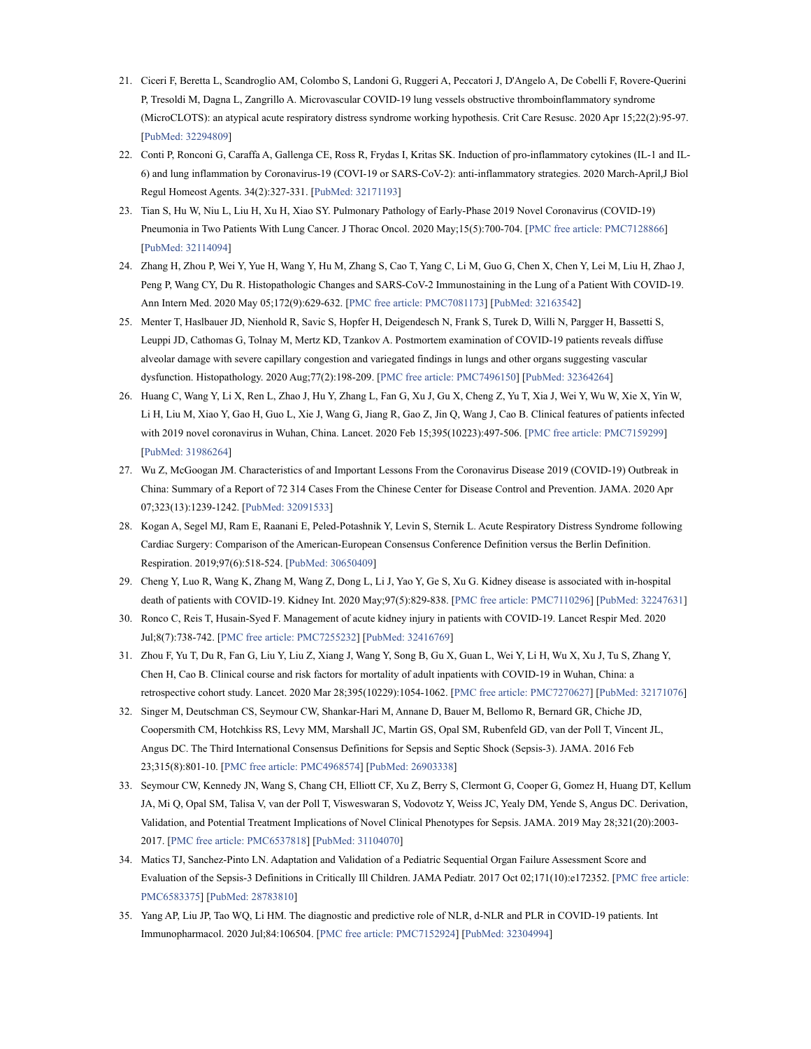21. Ciceri F, Beretta L, Scandroglio AM, Colombo S, Landoni G, Ruggeri A, Peccatori J, D'Angelo A, De Cobelli F, Rovere-Querini P, Tresoldi M, Dagna L, Zangrillo A. Microvascular COVID-19 lung vessels obstructive thromboinflammatory syndrome (MicroCLOTS): an atypical acute respiratory distress syndrome working hypothesis. Crit Care Resusc. 2020 Apr 15;22(2):95-97. [PubMed: 32294809]
22. Conti P, Ronconi G, Caraffa A, Gallenga CE, Ross R, Frydas I, Kritas SK. Induction of pro-inflammatory cytokines (IL-1 and IL-6) and lung inflammation by Coronavirus-19 (COVI-19 or SARS-CoV-2): anti-inflammatory strategies. 2020 March-April,J Biol Regul Homeost Agents. 34(2):327-331. [PubMed: 32171193]
23. Tian S, Hu W, Niu L, Liu H, Xu H, Xiao SY. Pulmonary Pathology of Early-Phase 2019 Novel Coronavirus (COVID-19) Pneumonia in Two Patients With Lung Cancer. J Thorac Oncol. 2020 May;15(5):700-704. [PMC free article: PMC7128866] [PubMed: 32114094]
24. Zhang H, Zhou P, Wei Y, Yue H, Wang Y, Hu M, Zhang S, Cao T, Yang C, Li M, Guo G, Chen X, Chen Y, Lei M, Liu H, Zhao J, Peng P, Wang CY, Du R. Histopathologic Changes and SARS-CoV-2 Immunostaining in the Lung of a Patient With COVID-19. Ann Intern Med. 2020 May 05;172(9):629-632. [PMC free article: PMC7081173] [PubMed: 32163542]
25. Menter T, Haslbauer JD, Nienhold R, Savic S, Hopfer H, Deigendesch N, Frank S, Turek D, Willi N, Pargger H, Bassetti S, Leuppi JD, Cathomas G, Tolnay M, Mertz KD, Tzankov A. Postmortem examination of COVID-19 patients reveals diffuse alveolar damage with severe capillary congestion and variegated findings in lungs and other organs suggesting vascular dysfunction. Histopathology. 2020 Aug;77(2):198-209. [PMC free article: PMC7496150] [PubMed: 32364264]
26. Huang C, Wang Y, Li X, Ren L, Zhao J, Hu Y, Zhang L, Fan G, Xu J, Gu X, Cheng Z, Yu T, Xia J, Wei Y, Wu W, Xie X, Yin W, Li H, Liu M, Xiao Y, Gao H, Guo L, Xie J, Wang G, Jiang R, Gao Z, Jin Q, Wang J, Cao B. Clinical features of patients infected with 2019 novel coronavirus in Wuhan, China. Lancet. 2020 Feb 15;395(10223):497-506. [PMC free article: PMC7159299] [PubMed: 31986264]
27. Wu Z, McGoogan JM. Characteristics of and Important Lessons From the Coronavirus Disease 2019 (COVID-19) Outbreak in China: Summary of a Report of 72 314 Cases From the Chinese Center for Disease Control and Prevention. JAMA. 2020 Apr 07;323(13):1239-1242. [PubMed: 32091533]
28. Kogan A, Segel MJ, Ram E, Raanani E, Peled-Potashnik Y, Levin S, Sternik L. Acute Respiratory Distress Syndrome following Cardiac Surgery: Comparison of the American-European Consensus Conference Definition versus the Berlin Definition. Respiration. 2019;97(6):518-524. [PubMed: 30650409]
29. Cheng Y, Luo R, Wang K, Zhang M, Wang Z, Dong L, Li J, Yao Y, Ge S, Xu G. Kidney disease is associated with in-hospital death of patients with COVID-19. Kidney Int. 2020 May;97(5):829-838. [PMC free article: PMC7110296] [PubMed: 32247631]
30. Ronco C, Reis T, Husain-Syed F. Management of acute kidney injury in patients with COVID-19. Lancet Respir Med. 2020 Jul;8(7):738-742. [PMC free article: PMC7255232] [PubMed: 32416769]
31. Zhou F, Yu T, Du R, Fan G, Liu Y, Liu Z, Xiang J, Wang Y, Song B, Gu X, Guan L, Wei Y, Li H, Wu X, Xu J, Tu S, Zhang Y, Chen H, Cao B. Clinical course and risk factors for mortality of adult inpatients with COVID-19 in Wuhan, China: a retrospective cohort study. Lancet. 2020 Mar 28;395(10229):1054-1062. [PMC free article: PMC7270627] [PubMed: 32171076]
32. Singer M, Deutschman CS, Seymour CW, Shankar-Hari M, Annane D, Bauer M, Bellomo R, Bernard GR, Chiche JD, Coopersmith CM, Hotchkiss RS, Levy MM, Marshall JC, Martin GS, Opal SM, Rubenfeld GD, van der Poll T, Vincent JL, Angus DC. The Third International Consensus Definitions for Sepsis and Septic Shock (Sepsis-3). JAMA. 2016 Feb 23;315(8):801-10. [PMC free article: PMC4968574] [PubMed: 26903338]
33. Seymour CW, Kennedy JN, Wang S, Chang CH, Elliott CF, Xu Z, Berry S, Clermont G, Cooper G, Gomez H, Huang DT, Kellum JA, Mi Q, Opal SM, Talisa V, van der Poll T, Visweswaran S, Vodovotz Y, Weiss JC, Yealy DM, Yende S, Angus DC. Derivation, Validation, and Potential Treatment Implications of Novel Clinical Phenotypes for Sepsis. JAMA. 2019 May 28;321(20):2003-2017. [PMC free article: PMC6537818] [PubMed: 31104070]
34. Matics TJ, Sanchez-Pinto LN. Adaptation and Validation of a Pediatric Sequential Organ Failure Assessment Score and Evaluation of the Sepsis-3 Definitions in Critically Ill Children. JAMA Pediatr. 2017 Oct 02;171(10):e172352. [PMC free article: PMC6583375] [PubMed: 28783810]
35. Yang AP, Liu JP, Tao WQ, Li HM. The diagnostic and predictive role of NLR, d-NLR and PLR in COVID-19 patients. Int Immunopharmacol. 2020 Jul;84:106504. [PMC free article: PMC7152924] [PubMed: 32304994]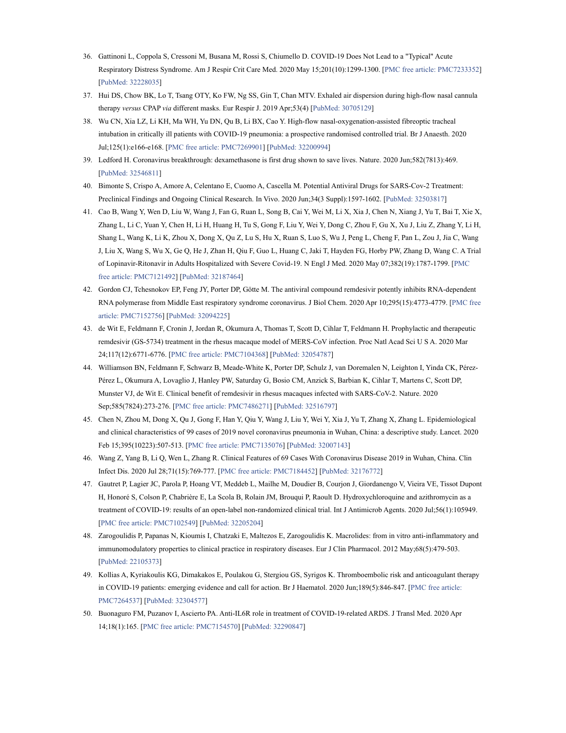36. Gattinoni L, Coppola S, Cressoni M, Busana M, Rossi S, Chiumello D. COVID-19 Does Not Lead to a "Typical" Acute Respiratory Distress Syndrome. Am J Respir Crit Care Med. 2020 May 15;201(10):1299-1300. [PMC free article: PMC7233352] [PubMed: 32228035]
37. Hui DS, Chow BK, Lo T, Tsang OTY, Ko FW, Ng SS, Gin T, Chan MTV. Exhaled air dispersion during high-flow nasal cannula therapy *versus* CPAP *via* different masks. Eur Respir J. 2019 Apr;53(4) [PubMed: 30705129]
38. Wu CN, Xia LZ, Li KH, Ma WH, Yu DN, Qu B, Li BX, Cao Y. High-flow nasal-oxygenation-assisted fibreoptic tracheal intubation in critically ill patients with COVID-19 pneumonia: a prospective randomised controlled trial. Br J Anaesth. 2020 Jul;125(1):e166-e168. [PMC free article: PMC7269901] [PubMed: 32200994]
39. Ledford H. Coronavirus breakthrough: dexamethasone is first drug shown to save lives. Nature. 2020 Jun;582(7813):469. [PubMed: 32546811]
40. Bimonte S, Crispo A, Amore A, Celentano E, Cuomo A, Cascella M. Potential Antiviral Drugs for SARS-Cov-2 Treatment: Preclinical Findings and Ongoing Clinical Research. In Vivo. 2020 Jun;34(3 Suppl):1597-1602. [PubMed: 32503817]
41. Cao B, Wang Y, Wen D, Liu W, Wang J, Fan G, Ruan L, Song B, Cai Y, Wei M, Li X, Xia J, Chen N, Xiang J, Yu T, Bai T, Xie X, Zhang L, Li C, Yuan Y, Chen H, Li H, Huang H, Tu S, Gong F, Liu Y, Wei Y, Dong C, Zhou F, Gu X, Xu J, Liu Z, Zhang Y, Li H, Shang L, Wang K, Li K, Zhou X, Dong X, Qu Z, Lu S, Hu X, Ruan S, Luo S, Wu J, Peng L, Cheng F, Pan L, Zou J, Jia C, Wang J, Liu X, Wang S, Wu X, Ge Q, He J, Zhan H, Qiu F, Guo L, Huang C, Jaki T, Hayden FG, Horby PW, Zhang D, Wang C. A Trial of Lopinavir-Ritonavir in Adults Hospitalized with Severe Covid-19. N Engl J Med. 2020 May 07;382(19):1787-1799. [PMC free article: PMC7121492] [PubMed: 32187464]
42. Gordon CJ, Tchesnokov EP, Feng JY, Porter DP, Götte M. The antiviral compound remdesivir potently inhibits RNA-dependent RNA polymerase from Middle East respiratory syndrome coronavirus. J Biol Chem. 2020 Apr 10;295(15):4773-4779. [PMC free article: PMC7152756] [PubMed: 32094225]
43. de Wit E, Feldmann F, Cronin J, Jordan R, Okumura A, Thomas T, Scott D, Cihlar T, Feldmann H. Prophylactic and therapeutic remdesivir (GS-5734) treatment in the rhesus macaque model of MERS-CoV infection. Proc Natl Acad Sci U S A. 2020 Mar 24;117(12):6771-6776. [PMC free article: PMC7104368] [PubMed: 32054787]
44. Williamson BN, Feldmann F, Schwarz B, Meade-White K, Porter DP, Schulz J, van Doremalen N, Leighton I, Yinda CK, Pérez-Pérez L, Okumura A, Lovaglio J, Hanley PW, Saturday G, Bosio CM, Anzick S, Barbian K, Cihlar T, Martens C, Scott DP, Munster VJ, de Wit E. Clinical benefit of remdesivir in rhesus macaques infected with SARS-CoV-2. Nature. 2020 Sep;585(7824):273-276. [PMC free article: PMC7486271] [PubMed: 32516797]
45. Chen N, Zhou M, Dong X, Qu J, Gong F, Han Y, Qiu Y, Wang J, Liu Y, Wei Y, Xia J, Yu T, Zhang X, Zhang L. Epidemiological and clinical characteristics of 99 cases of 2019 novel coronavirus pneumonia in Wuhan, China: a descriptive study. Lancet. 2020 Feb 15;395(10223):507-513. [PMC free article: PMC7135076] [PubMed: 32007143]
46. Wang Z, Yang B, Li Q, Wen L, Zhang R. Clinical Features of 69 Cases With Coronavirus Disease 2019 in Wuhan, China. Clin Infect Dis. 2020 Jul 28;71(15):769-777. [PMC free article: PMC7184452] [PubMed: 32176772]
47. Gautret P, Lagier JC, Parola P, Hoang VT, Meddeb L, Mailhe M, Doudier B, Courjon J, Giordanengo V, Vieira VE, Tissot Dupont H, Honoré S, Colson P, Chabrière E, La Scola B, Rolain JM, Brouqui P, Raoult D. Hydroxychloroquine and azithromycin as a treatment of COVID-19: results of an open-label non-randomized clinical trial. Int J Antimicrob Agents. 2020 Jul;56(1):105949. [PMC free article: PMC7102549] [PubMed: 32205204]
48. Zarogoulidis P, Papanas N, Kioumis I, Chatzaki E, Maltezos E, Zarogoulidis K. Macrolides: from in vitro anti-inflammatory and immunomodulatory properties to clinical practice in respiratory diseases. Eur J Clin Pharmacol. 2012 May;68(5):479-503. [PubMed: 22105373]
49. Kollias A, Kyriakoulis KG, Dimakakos E, Poulakou G, Stergiou GS, Syrigos K. Thromboembolic risk and anticoagulant therapy in COVID-19 patients: emerging evidence and call for action. Br J Haematol. 2020 Jun;189(5):846-847. [PMC free article: PMC7264537] [PubMed: 32304577]
50. Buonaguro FM, Puzanov I, Ascierto PA. Anti-IL6R role in treatment of COVID-19-related ARDS. J Transl Med. 2020 Apr 14;18(1):165. [PMC free article: PMC7154570] [PubMed: 32290847]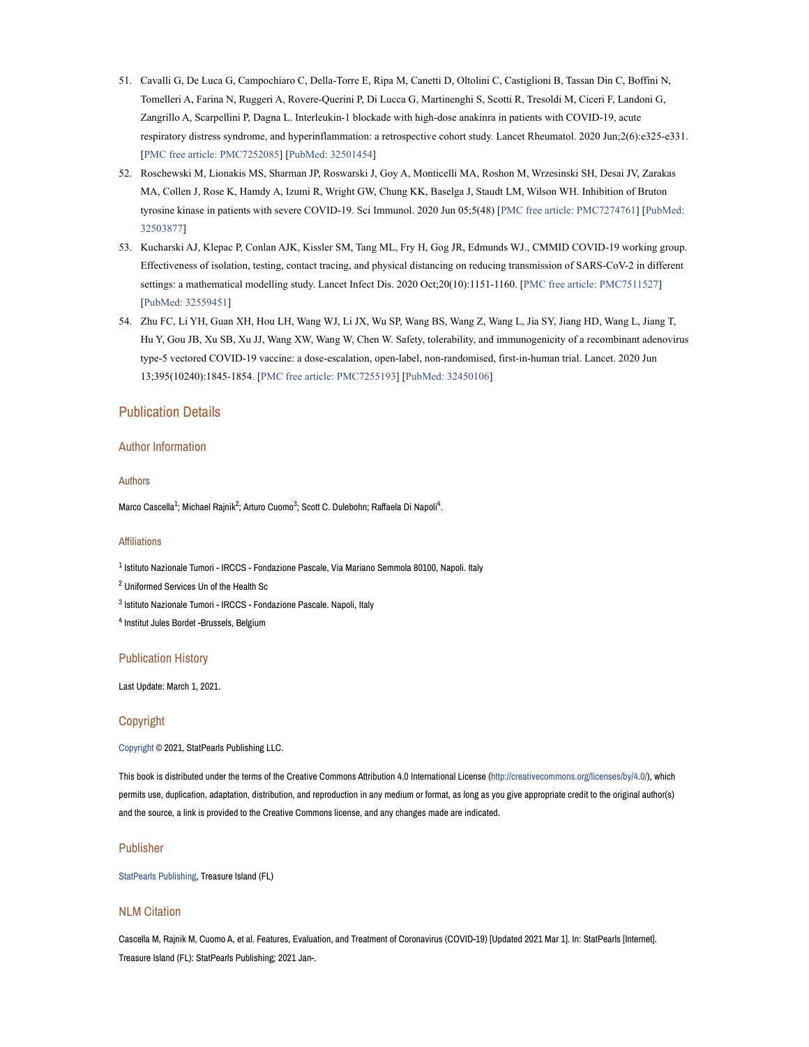51. Cavalli G, De Luca G, Campochiaro C, Della-Torre E, Ripa M, Canetti D, Oltolini C, Castiglioni B, Tassan Din C, Boffini N, Tomelleri A, Farina N, Ruggeri A, Rovere-Querini P, Di Lucca G, Martinenghi S, Scotti R, Tresoldi M, Ciceri F, Landoni G, Zangrillo A, Scarpellini P, Dagna L. Interleukin-1 blockade with high-dose anakinra in patients with COVID-19, acute respiratory distress syndrome, and hyperinflammation: a retrospective cohort study. Lancet Rheumatol. 2020 Jun;2(6):e325-e331. [PMC free article: PMC7252085] [PubMed: 32501454]
52. Roschewski M, Lionakis MS, Sharman JP, Roswarski J, Goy A, Monticelli MA, Roshon M, Wrzesinski SH, Desai JV, Zarakas MA, Collen J, Rose K, Hamdy A, Izumi R, Wright GW, Chung KK, Baselga J, Staudt LM, Wilson WH. Inhibition of Bruton tyrosine kinase in patients with severe COVID-19. Sci Immunol. 2020 Jun 05;5(48) [PMC free article: PMC7274761] [PubMed: 32503877]
53. Kucharski AJ, Klepac P, Conlan AJK, Kissler SM, Tang ML, Fry H, Gog JR, Edmunds WJ., CMMID COVID-19 working group. Effectiveness of isolation, testing, contact tracing, and physical distancing on reducing transmission of SARS-CoV-2 in different settings: a mathematical modelling study. Lancet Infect Dis. 2020 Oct;20(10):1151-1160. [PMC free article: PMC7511527] [PubMed: 32559451]
54. Zhu FC, Li YH, Guan XH, Hou LH, Wang WJ, Li JX, Wu SP, Wang BS, Wang Z, Wang L, Jia SY, Jiang HD, Wang L, Jiang T, Hu Y, Gou JB, Xu SB, Xu JJ, Wang XW, Wang W, Chen W. Safety, tolerability, and immunogenicity of a recombinant adenovirus type-5 vectored COVID-19 vaccine: a dose-escalation, open-label, non-randomised, first-in-human trial. Lancet. 2020 Jun 13;395(10240):1845-1854. [PMC free article: PMC7255193] [PubMed: 32450106]

## Publication Details

### Author Information

#### Authors

Marco Cascella[1]; Michael Rajnik[2]; Arturo Cuomo[3]; Scott C. Dulebohn; Raffaela Di Napoli[4].

#### Affiliations

[1] Istituto Nazionale Tumori - IRCCS - Fondazione Pascale, Via Mariano Semmola 80100, Napoli. Italy

[2] Uniformed Services Un of the Health Sc

[3] Istituto Nazionale Tumori - IRCCS - Fondazione Pascale. Napoli, Italy

[4] Institut Jules Bordet -Brussels, Belgium

### Publication History

Last Update: March 1, 2021.

### Copyright

Copyright © 2021, StatPearls Publishing LLC.

This book is distributed under the terms of the Creative Commons Attribution 4.0 International License (http://creativecommons.org/licenses/by/4.0/), which permits use, duplication, adaptation, distribution, and reproduction in any medium or format, as long as you give appropriate credit to the original author(s) and the source, a link is provided to the Creative Commons license, and any changes made are indicated.

### Publisher

StatPearls Publishing, Treasure Island (FL)

### NLM Citation

Cascella M, Rajnik M, Cuomo A, et al. Features, Evaluation, and Treatment of Coronavirus (COVID-19) [Updated 2021 Mar 1]. In: StatPearls [Internet]. Treasure Island (FL): StatPearls Publishing; 2021 Jan-.